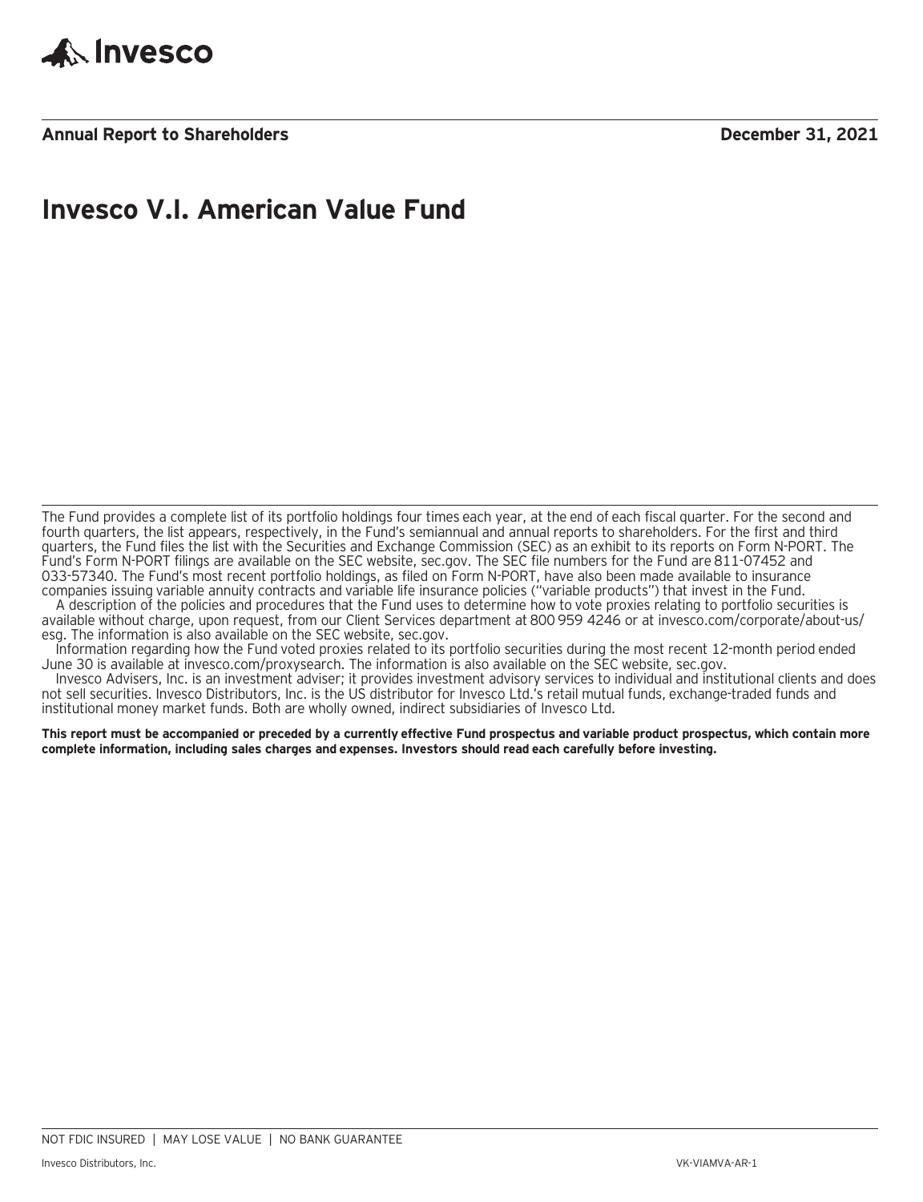Invesco

**Annual Report to Shareholders** **December 31, 2021**

# Invesco V.I. American Value Fund

The Fund provides a complete list of its portfolio holdings four times each year, at the end of each fiscal quarter. For the second and fourth quarters, the list appears, respectively, in the Fund's semiannual and annual reports to shareholders. For the first and third quarters, the Fund files the list with the Securities and Exchange Commission (SEC) as an exhibit to its reports on Form N-PORT. The Fund's Form N-PORT filings are available on the SEC website, sec.gov. The SEC file numbers for the Fund are 811-07452 and 033-57340. The Fund's most recent portfolio holdings, as filed on Form N-PORT, have also been made available to insurance companies issuing variable annuity contracts and variable life insurance policies ("variable products") that invest in the Fund.

A description of the policies and procedures that the Fund uses to determine how to vote proxies relating to portfolio securities is available without charge, upon request, from our Client Services department at 800 959 4246 or at invesco.com/corporate/about-us/esg. The information is also available on the SEC website, sec.gov.

Information regarding how the Fund voted proxies related to its portfolio securities during the most recent 12-month period ended June 30 is available at invesco.com/proxysearch. The information is also available on the SEC website, sec.gov.

Invesco Advisers, Inc. is an investment adviser; it provides investment advisory services to individual and institutional clients and does not sell securities. Invesco Distributors, Inc. is the US distributor for Invesco Ltd.'s retail mutual funds, exchange-traded funds and institutional money market funds. Both are wholly owned, indirect subsidiaries of Invesco Ltd.

**This report must be accompanied or preceded by a currently effective Fund prospectus and variable product prospectus, which contain more complete information, including sales charges and expenses. Investors should read each carefully before investing.**

NOT FDIC INSURED | MAY LOSE VALUE | NO BANK GUARANTEE

Invesco Distributors, Inc. VK-VIAMVA-AR-1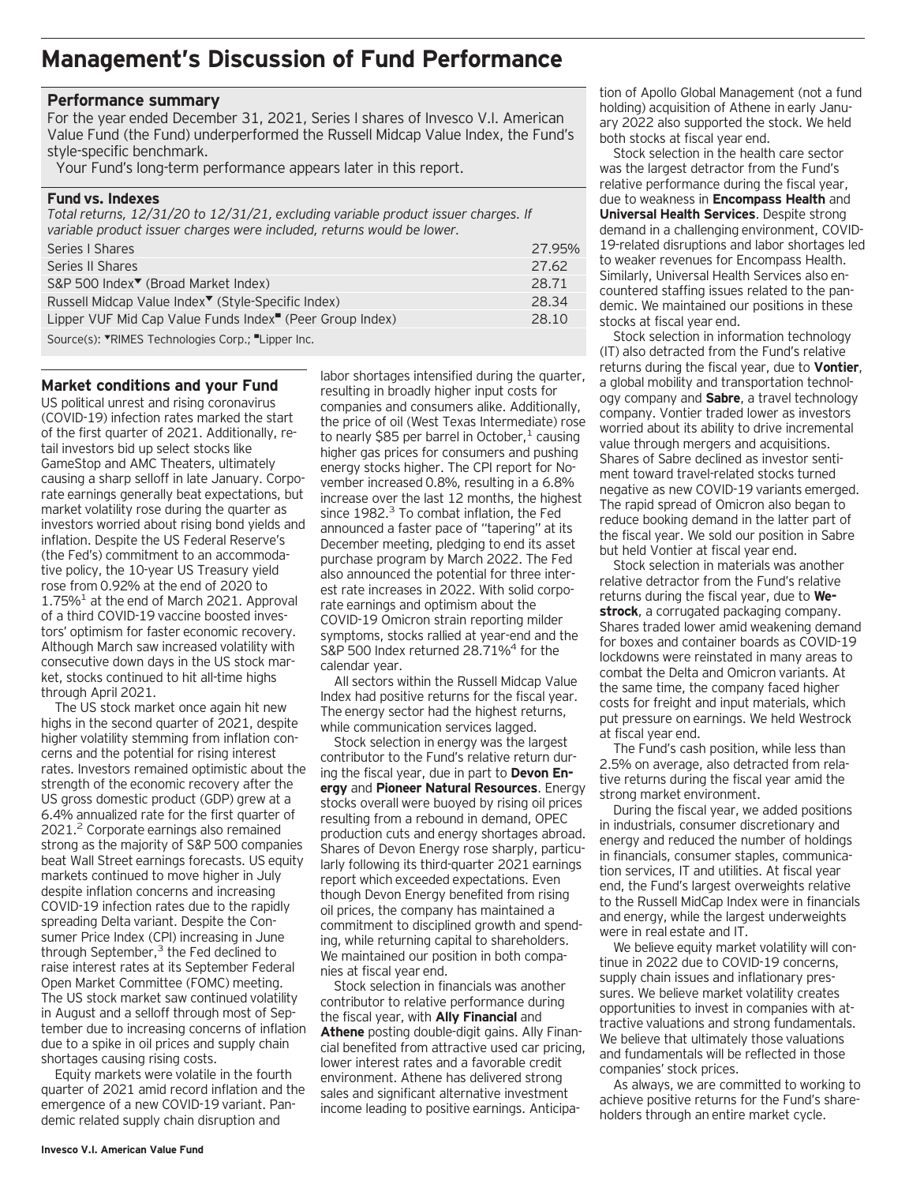# Management's Discussion of Fund Performance

## Performance summary

For the year ended December 31, 2021, Series I shares of Invesco V.I. American Value Fund (the Fund) underperformed the Russell Midcap Value Index, the Fund's style-specific benchmark.

Your Fund's long-term performance appears later in this report.

### Fund vs. Indexes

*Total returns, 12/31/20 to 12/31/21, excluding variable product issuer charges. If variable product issuer charges were included, returns would be lower.*

| | |
|---|---|
| Series I Shares | 27.95% |
| Series II Shares | 27.62 |
| S&P 500 Index▼ (Broad Market Index) | 28.71 |
| Russell Midcap Value Index▼ (Style-Specific Index) | 28.34 |
| Lipper VUF Mid Cap Value Funds Index■ (Peer Group Index) | 28.10 |

Source(s): ▼RIMES Technologies Corp.; ■Lipper Inc.

## Market conditions and your Fund

US political unrest and rising coronavirus (COVID-19) infection rates marked the start of the first quarter of 2021. Additionally, retail investors bid up select stocks like GameStop and AMC Theaters, ultimately causing a sharp selloff in late January. Corporate earnings generally beat expectations, but market volatility rose during the quarter as investors worried about rising bond yields and inflation. Despite the US Federal Reserve's (the Fed's) commitment to an accommodative policy, the 10-year US Treasury yield rose from 0.92% at the end of 2020 to 1.75%[1] at the end of March 2021. Approval of a third COVID-19 vaccine boosted investors' optimism for faster economic recovery. Although March saw increased volatility with consecutive down days in the US stock market, stocks continued to hit all-time highs through April 2021.

The US stock market once again hit new highs in the second quarter of 2021, despite higher volatility stemming from inflation concerns and the potential for rising interest rates. Investors remained optimistic about the strength of the economic recovery after the US gross domestic product (GDP) grew at a 6.4% annualized rate for the first quarter of 2021.[2] Corporate earnings also remained strong as the majority of S&P 500 companies beat Wall Street earnings forecasts. US equity markets continued to move higher in July despite inflation concerns and increasing COVID-19 infection rates due to the rapidly spreading Delta variant. Despite the Consumer Price Index (CPI) increasing in June through September,[3] the Fed declined to raise interest rates at its September Federal Open Market Committee (FOMC) meeting. The US stock market saw continued volatility in August and a selloff through most of September due to increasing concerns of inflation due to a spike in oil prices and supply chain shortages causing rising costs.

Equity markets were volatile in the fourth quarter of 2021 amid record inflation and the emergence of a new COVID-19 variant. Pandemic related supply chain disruption and labor shortages intensified during the quarter, resulting in broadly higher input costs for companies and consumers alike. Additionally, the price of oil (West Texas Intermediate) rose to nearly $85 per barrel in October,[1] causing higher gas prices for consumers and pushing energy stocks higher. The CPI report for November increased 0.8%, resulting in a 6.8% increase over the last 12 months, the highest since 1982.[3] To combat inflation, the Fed announced a faster pace of "tapering" at its December meeting, pledging to end its asset purchase program by March 2022. The Fed also announced the potential for three interest rate increases in 2022. With solid corporate earnings and optimism about the COVID-19 Omicron strain reporting milder symptoms, stocks rallied at year-end and the S&P 500 Index returned 28.71%[4] for the calendar year.

All sectors within the Russell Midcap Value Index had positive returns for the fiscal year. The energy sector had the highest returns, while communication services lagged.

Stock selection in energy was the largest contributor to the Fund's relative return during the fiscal year, due in part to **Devon Energy** and **Pioneer Natural Resources**. Energy stocks overall were buoyed by rising oil prices resulting from a rebound in demand, OPEC production cuts and energy shortages abroad. Shares of Devon Energy rose sharply, particularly following its third-quarter 2021 earnings report which exceeded expectations. Even though Devon Energy benefited from rising oil prices, the company has maintained a commitment to disciplined growth and spending, while returning capital to shareholders. We maintained our position in both companies at fiscal year end.

Stock selection in financials was another contributor to relative performance during the fiscal year, with **Ally Financial** and **Athene** posting double-digit gains. Ally Financial benefited from attractive used car pricing, lower interest rates and a favorable credit environment. Athene has delivered strong sales and significant alternative investment income leading to positive earnings. Anticipation of Apollo Global Management (not a fund holding) acquisition of Athene in early January 2022 also supported the stock. We held both stocks at fiscal year end.

Stock selection in the health care sector was the largest detractor from the Fund's relative performance during the fiscal year, due to weakness in **Encompass Health** and **Universal Health Services**. Despite strong demand in a challenging environment, COVID-19-related disruptions and labor shortages led to weaker revenues for Encompass Health. Similarly, Universal Health Services also encountered staffing issues related to the pandemic. We maintained our positions in these stocks at fiscal year end.

Stock selection in information technology (IT) also detracted from the Fund's relative returns during the fiscal year, due to **Vontier**, a global mobility and transportation technology company and **Sabre**, a travel technology company. Vontier traded lower as investors worried about its ability to drive incremental value through mergers and acquisitions. Shares of Sabre declined as investor sentiment toward travel-related stocks turned negative as new COVID-19 variants emerged. The rapid spread of Omicron also began to reduce booking demand in the latter part of the fiscal year. We sold our position in Sabre but held Vontier at fiscal year end.

Stock selection in materials was another relative detractor from the Fund's relative returns during the fiscal year, due to **Westrock**, a corrugated packaging company. Shares traded lower amid weakening demand for boxes and container boards as COVID-19 lockdowns were reinstated in many areas to combat the Delta and Omicron variants. At the same time, the company faced higher costs for freight and input materials, which put pressure on earnings. We held Westrock at fiscal year end.

The Fund's cash position, while less than 2.5% on average, also detracted from relative returns during the fiscal year amid the strong market environment.

During the fiscal year, we added positions in industrials, consumer discretionary and energy and reduced the number of holdings in financials, consumer staples, communication services, IT and utilities. At fiscal year end, the Fund's largest overweights relative to the Russell MidCap Index were in financials and energy, while the largest underweights were in real estate and IT.

We believe equity market volatility will continue in 2022 due to COVID-19 concerns, supply chain issues and inflationary pressures. We believe market volatility creates opportunities to invest in companies with attractive valuations and strong fundamentals. We believe that ultimately those valuations and fundamentals will be reflected in those companies' stock prices.

As always, we are committed to working to achieve positive returns for the Fund's shareholders through an entire market cycle.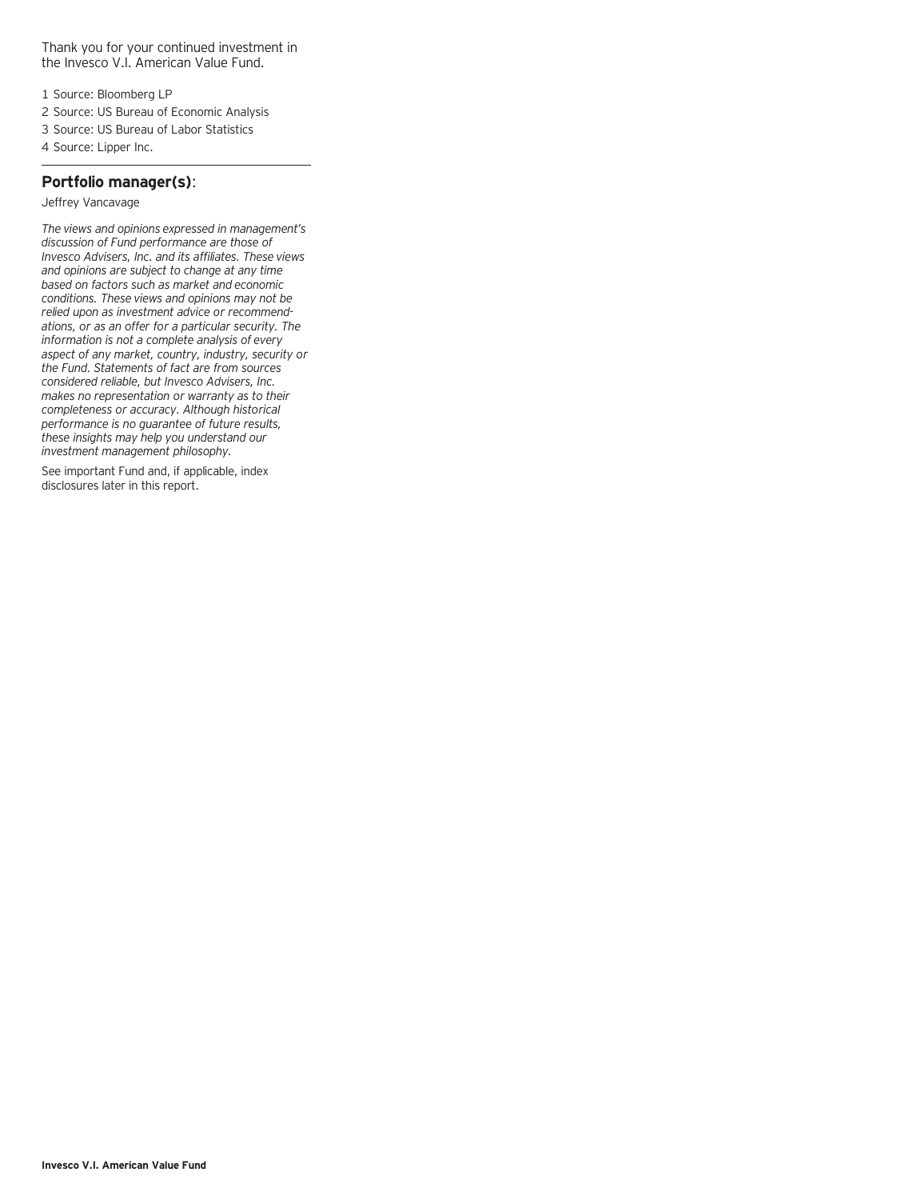Thank you for your continued investment in the Invesco V.I. American Value Fund.

1 Source: Bloomberg LP

2 Source: US Bureau of Economic Analysis

3 Source: US Bureau of Labor Statistics

4 Source: Lipper Inc.

---

**Portfolio manager(s)**:

Jeffrey Vancavage

*The views and opinions expressed in management's discussion of Fund performance are those of Invesco Advisers, Inc. and its affiliates. These views and opinions are subject to change at any time based on factors such as market and economic conditions. These views and opinions may not be relied upon as investment advice or recommendations, or as an offer for a particular security. The information is not a complete analysis of every aspect of any market, country, industry, security or the Fund. Statements of fact are from sources considered reliable, but Invesco Advisers, Inc. makes no representation or warranty as to their completeness or accuracy. Although historical performance is no guarantee of future results, these insights may help you understand our investment management philosophy.*

See important Fund and, if applicable, index disclosures later in this report.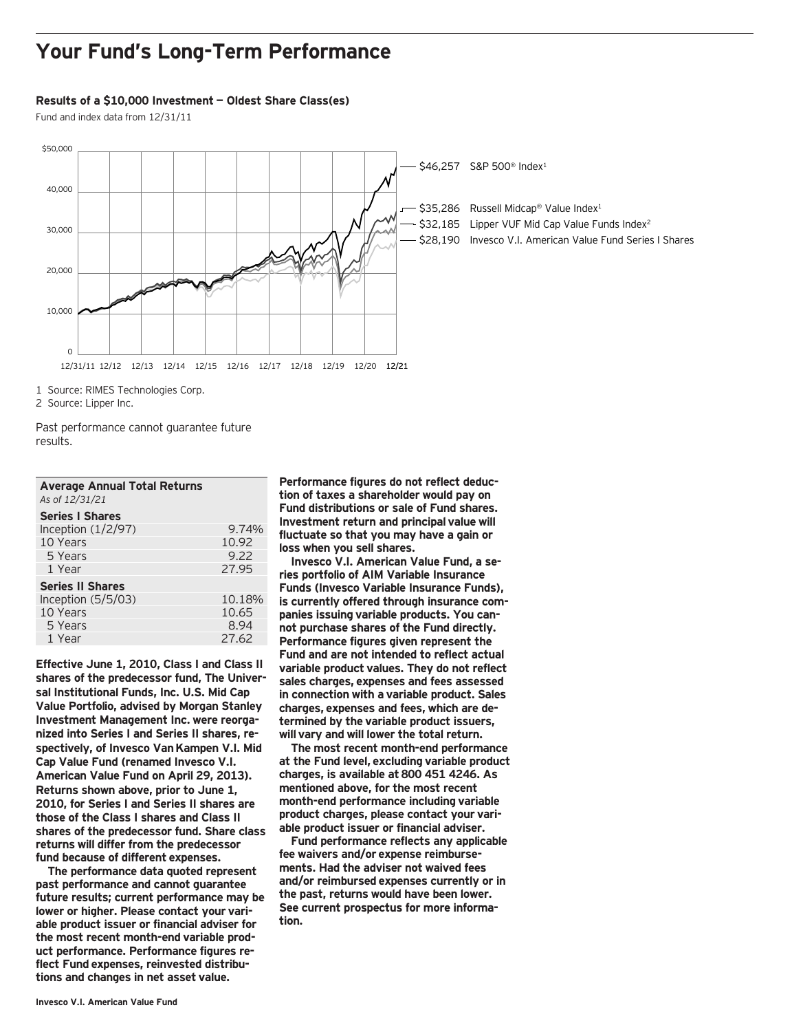# Your Fund's Long-Term Performance

### Results of a $10,000 Investment — Oldest Share Class(es)

Fund and index data from 12/31/11

$46,257 S&P 500® Index[1]

$35,286 Russell Midcap® Value Index[1]

$32,185 Lipper VUF Mid Cap Value Funds Index[2]

$28,190 Invesco V.I. American Value Fund Series I Shares

1 Source: RIMES Technologies Corp.

2 Source: Lipper Inc.

Past performance cannot guarantee future results.

| **Average Annual Total Returns** *As of 12/31/21* | |
|---|---|
| **Series I Shares** | |
| Inception (1/2/97) | 9.74% |
| 10 Years | 10.92 |
| 5 Years | 9.22 |
| 1 Year | 27.95 |
| **Series II Shares** | |
| Inception (5/5/03) | 10.18% |
| 10 Years | 10.65 |
| 5 Years | 8.94 |
| 1 Year | 27.62 |

**Effective June 1, 2010, Class I and Class II shares of the predecessor fund, The Universal Institutional Funds, Inc. U.S. Mid Cap Value Portfolio, advised by Morgan Stanley Investment Management Inc. were reorganized into Series I and Series II shares, respectively, of Invesco Van Kampen V.I. Mid Cap Value Fund (renamed Invesco V.I. American Value Fund on April 29, 2013). Returns shown above, prior to June 1, 2010, for Series I and Series II shares are those of the Class I shares and Class II shares of the predecessor fund. Share class returns will differ from the predecessor fund because of different expenses.**

**The performance data quoted represent past performance and cannot guarantee future results; current performance may be lower or higher. Please contact your variable product issuer or financial adviser for the most recent month-end variable product performance. Performance figures reflect Fund expenses, reinvested distributions and changes in net asset value.**

**Performance figures do not reflect deduction of taxes a shareholder would pay on Fund distributions or sale of Fund shares. Investment return and principal value will fluctuate so that you may have a gain or loss when you sell shares.**

**Invesco V.I. American Value Fund, a series portfolio of AIM Variable Insurance Funds (Invesco Variable Insurance Funds), is currently offered through insurance companies issuing variable products. You cannot purchase shares of the Fund directly. Performance figures given represent the Fund and are not intended to reflect actual variable product values. They do not reflect sales charges, expenses and fees assessed in connection with a variable product. Sales charges, expenses and fees, which are determined by the variable product issuers, will vary and will lower the total return.**

**The most recent month-end performance at the Fund level, excluding variable product charges, is available at 800 451 4246. As mentioned above, for the most recent month-end performance including variable product charges, please contact your variable product issuer or financial adviser.**

**Fund performance reflects any applicable fee waivers and/or expense reimbursements. Had the adviser not waived fees and/or reimbursed expenses currently or in the past, returns would have been lower. See current prospectus for more information.**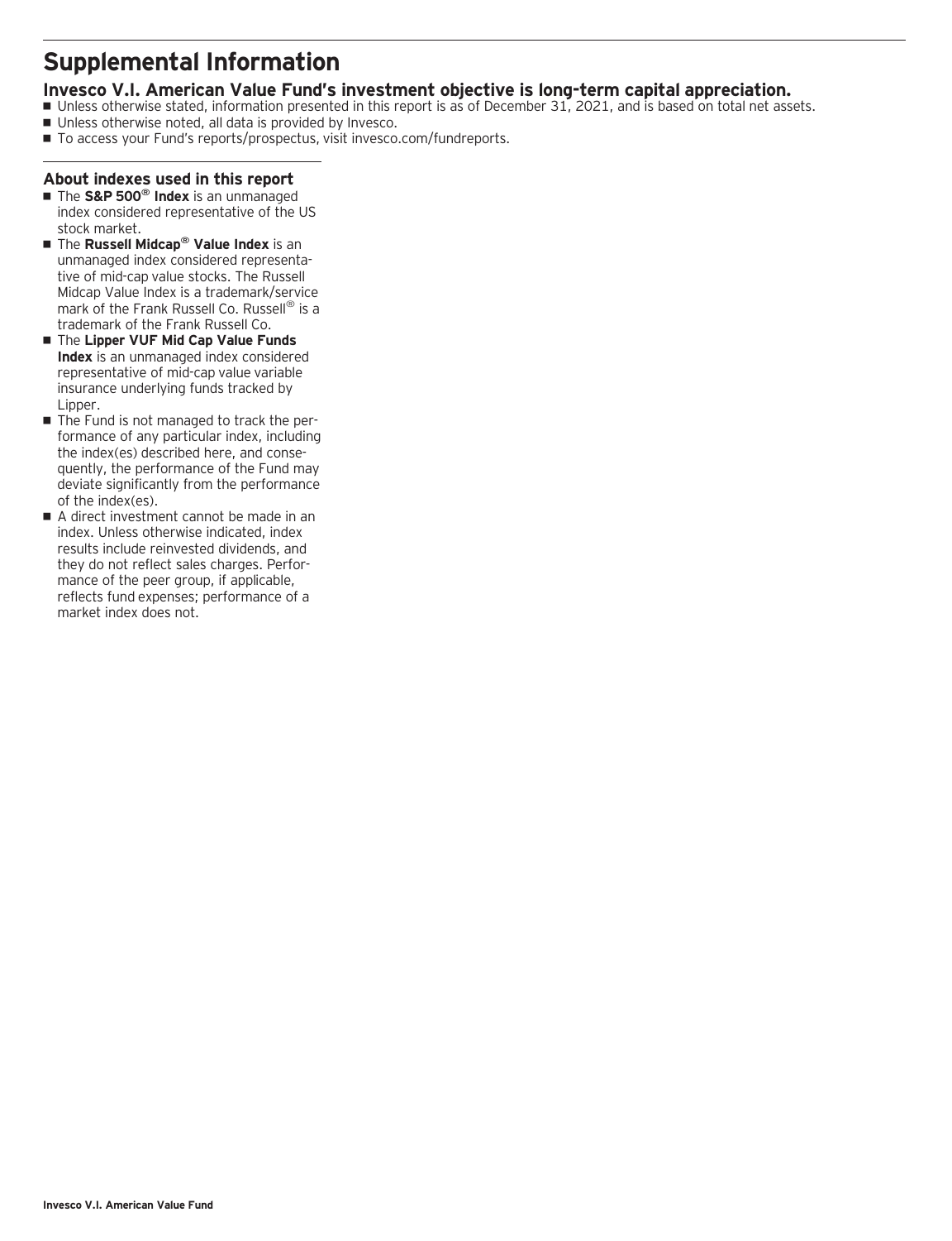# Supplemental Information

## Invesco V.I. American Value Fund's investment objective is long-term capital appreciation.

- Unless otherwise stated, information presented in this report is as of December 31, 2021, and is based on total net assets.
- Unless otherwise noted, all data is provided by Invesco.
- To access your Fund's reports/prospectus, visit invesco.com/fundreports.

### About indexes used in this report

- The **S&P 500® Index** is an unmanaged index considered representative of the US stock market.
- The **Russell Midcap® Value Index** is an unmanaged index considered representative of mid-cap value stocks. The Russell Midcap Value Index is a trademark/service mark of the Frank Russell Co. Russell® is a trademark of the Frank Russell Co.
- The **Lipper VUF Mid Cap Value Funds Index** is an unmanaged index considered representative of mid-cap value variable insurance underlying funds tracked by Lipper.
- The Fund is not managed to track the performance of any particular index, including the index(es) described here, and consequently, the performance of the Fund may deviate significantly from the performance of the index(es).
- A direct investment cannot be made in an index. Unless otherwise indicated, index results include reinvested dividends, and they do not reflect sales charges. Performance of the peer group, if applicable, reflects fund expenses; performance of a market index does not.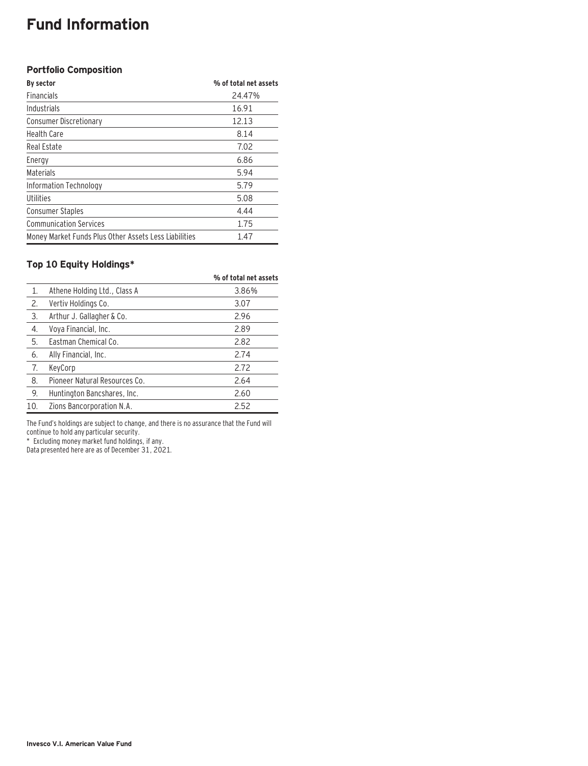# Fund Information

### Portfolio Composition

| By sector | % of total net assets |
|---|---|
| Financials | 24.47% |
| Industrials | 16.91 |
| Consumer Discretionary | 12.13 |
| Health Care | 8.14 |
| Real Estate | 7.02 |
| Energy | 6.86 |
| Materials | 5.94 |
| Information Technology | 5.79 |
| Utilities | 5.08 |
| Consumer Staples | 4.44 |
| Communication Services | 1.75 |
| Money Market Funds Plus Other Assets Less Liabilities | 1.47 |

### Top 10 Equity Holdings*

| | | % of total net assets |
|---|---|---|
| 1. | Athene Holding Ltd., Class A | 3.86% |
| 2. | Vertiv Holdings Co. | 3.07 |
| 3. | Arthur J. Gallagher & Co. | 2.96 |
| 4. | Voya Financial, Inc. | 2.89 |
| 5. | Eastman Chemical Co. | 2.82 |
| 6. | Ally Financial, Inc. | 2.74 |
| 7. | KeyCorp | 2.72 |
| 8. | Pioneer Natural Resources Co. | 2.64 |
| 9. | Huntington Bancshares, Inc. | 2.60 |
| 10. | Zions Bancorporation N.A. | 2.52 |

The Fund's holdings are subject to change, and there is no assurance that the Fund will continue to hold any particular security.

\* Excluding money market fund holdings, if any.

Data presented here are as of December 31, 2021.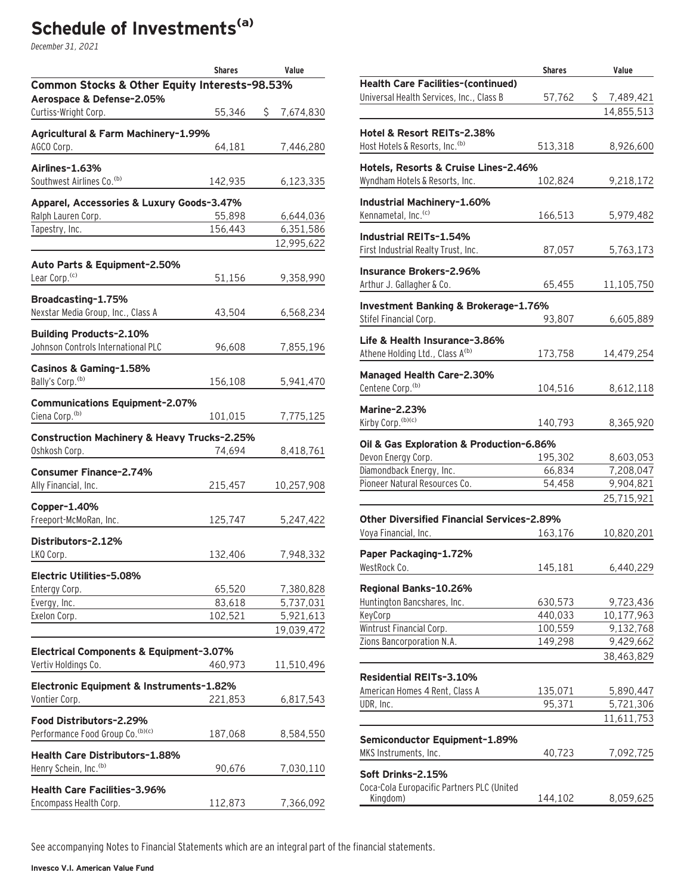# Schedule of Investments[(a)]

*December 31, 2021*

| | Shares | Value |
|---|---|---|
| **Common Stocks & Other Equity Interests-98.53%** | | |
| **Aerospace & Defense-2.05%** | | |
| Curtiss-Wright Corp. | 55,346 | $ 7,674,830 |
| **Agricultural & Farm Machinery-1.99%** | | |
| AGCO Corp. | 64,181 | 7,446,280 |
| **Airlines-1.63%** | | |
| Southwest Airlines Co.[(b)] | 142,935 | 6,123,335 |
| **Apparel, Accessories & Luxury Goods-3.47%** | | |
| Ralph Lauren Corp. | 55,898 | 6,644,036 |
| Tapestry, Inc. | 156,443 | 6,351,586 |
| | | 12,995,622 |
| **Auto Parts & Equipment-2.50%** | | |
| Lear Corp.[(c)] | 51,156 | 9,358,990 |
| **Broadcasting-1.75%** | | |
| Nexstar Media Group, Inc., Class A | 43,504 | 6,568,234 |
| **Building Products-2.10%** | | |
| Johnson Controls International PLC | 96,608 | 7,855,196 |
| **Casinos & Gaming-1.58%** | | |
| Bally's Corp.[(b)] | 156,108 | 5,941,470 |
| **Communications Equipment-2.07%** | | |
| Ciena Corp.[(b)] | 101,015 | 7,775,125 |
| **Construction Machinery & Heavy Trucks-2.25%** | | |
| Oshkosh Corp. | 74,694 | 8,418,761 |
| **Consumer Finance-2.74%** | | |
| Ally Financial, Inc. | 215,457 | 10,257,908 |
| **Copper-1.40%** | | |
| Freeport-McMoRan, Inc. | 125,747 | 5,247,422 |
| **Distributors-2.12%** | | |
| LKQ Corp. | 132,406 | 7,948,332 |
| **Electric Utilities-5.08%** | | |
| Entergy Corp. | 65,520 | 7,380,828 |
| Evergy, Inc. | 83,618 | 5,737,031 |
| Exelon Corp. | 102,521 | 5,921,613 |
| | | 19,039,472 |
| **Electrical Components & Equipment-3.07%** | | |
| Vertiv Holdings Co. | 460,973 | 11,510,496 |
| **Electronic Equipment & Instruments-1.82%** | | |
| Vontier Corp. | 221,853 | 6,817,543 |
| **Food Distributors-2.29%** | | |
| Performance Food Group Co.[(b)(c)] | 187,068 | 8,584,550 |
| **Health Care Distributors-1.88%** | | |
| Henry Schein, Inc.[(b)] | 90,676 | 7,030,110 |
| **Health Care Facilities-3.96%** | | |
| Encompass Health Corp. | 112,873 | 7,366,092 |
| **Health Care Facilities-(continued)** | | |
| Universal Health Services, Inc., Class B | 57,762 | $ 7,489,421 |
| | | 14,855,513 |
| **Hotel & Resort REITs-2.38%** | | |
| Host Hotels & Resorts, Inc.[(b)] | 513,318 | 8,926,600 |
| **Hotels, Resorts & Cruise Lines-2.46%** | | |
| Wyndham Hotels & Resorts, Inc. | 102,824 | 9,218,172 |
| **Industrial Machinery-1.60%** | | |
| Kennametal, Inc.[(c)] | 166,513 | 5,979,482 |
| **Industrial REITs-1.54%** | | |
| First Industrial Realty Trust, Inc. | 87,057 | 5,763,173 |
| **Insurance Brokers-2.96%** | | |
| Arthur J. Gallagher & Co. | 65,455 | 11,105,750 |
| **Investment Banking & Brokerage-1.76%** | | |
| Stifel Financial Corp. | 93,807 | 6,605,889 |
| **Life & Health Insurance-3.86%** | | |
| Athene Holding Ltd., Class A[(b)] | 173,758 | 14,479,254 |
| **Managed Health Care-2.30%** | | |
| Centene Corp.[(b)] | 104,516 | 8,612,118 |
| **Marine-2.23%** | | |
| Kirby Corp.[(b)(c)] | 140,793 | 8,365,920 |
| **Oil & Gas Exploration & Production-6.86%** | | |
| Devon Energy Corp. | 195,302 | 8,603,053 |
| Diamondback Energy, Inc. | 66,834 | 7,208,047 |
| Pioneer Natural Resources Co. | 54,458 | 9,904,821 |
| | | 25,715,921 |
| **Other Diversified Financial Services-2.89%** | | |
| Voya Financial, Inc. | 163,176 | 10,820,201 |
| **Paper Packaging-1.72%** | | |
| WestRock Co. | 145,181 | 6,440,229 |
| **Regional Banks-10.26%** | | |
| Huntington Bancshares, Inc. | 630,573 | 9,723,436 |
| KeyCorp | 440,033 | 10,177,963 |
| Wintrust Financial Corp. | 100,559 | 9,132,768 |
| Zions Bancorporation N.A. | 149,298 | 9,429,662 |
| | | 38,463,829 |
| **Residential REITs-3.10%** | | |
| American Homes 4 Rent, Class A | 135,071 | 5,890,447 |
| UDR, Inc. | 95,371 | 5,721,306 |
| | | 11,611,753 |
| **Semiconductor Equipment-1.89%** | | |
| MKS Instruments, Inc. | 40,723 | 7,092,725 |
| **Soft Drinks-2.15%** | | |
| Coca-Cola Europacific Partners PLC (United Kingdom) | 144,102 | 8,059,625 |

See accompanying Notes to Financial Statements which are an integral part of the financial statements.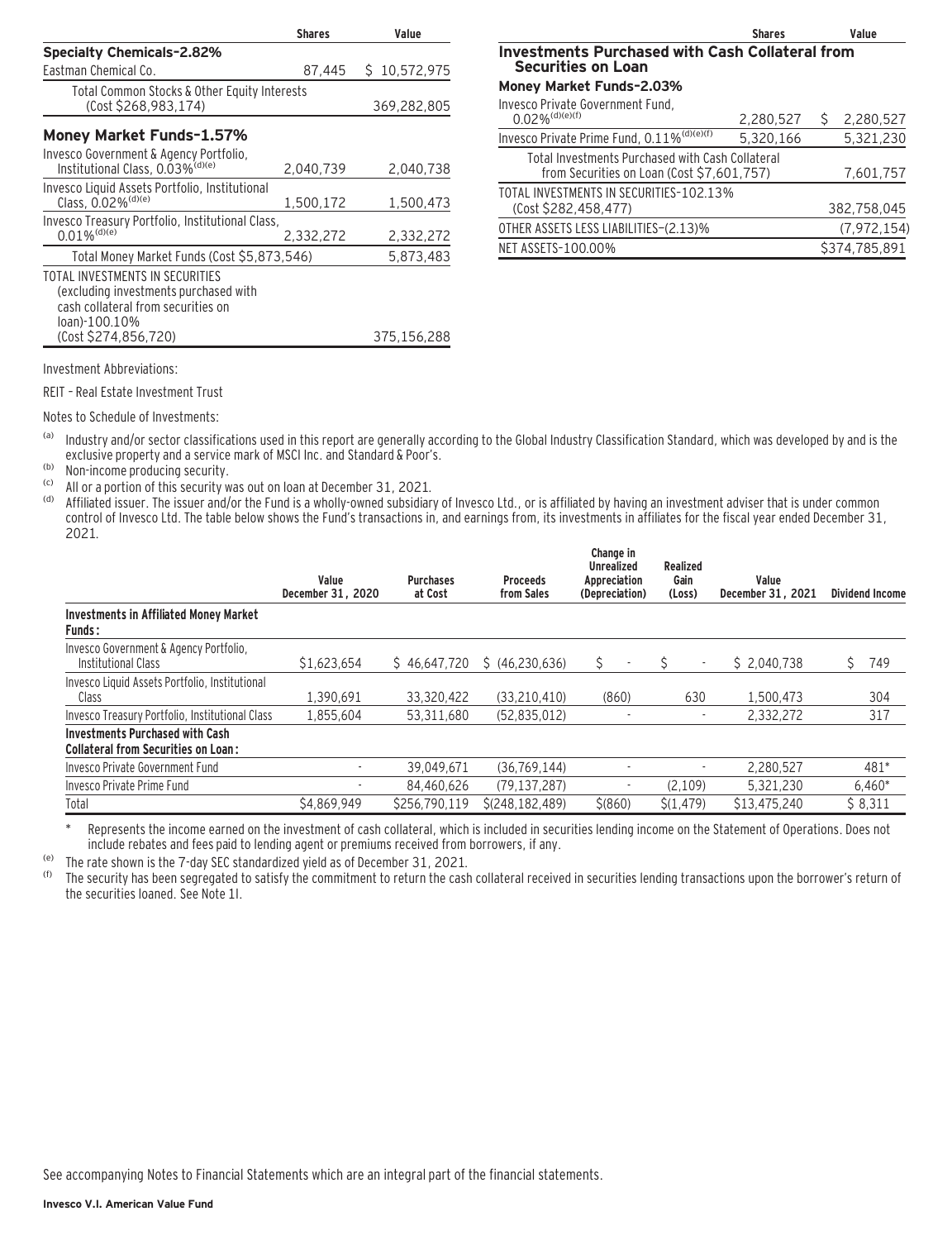| | Shares | Value |
|---|---|---|
| **Specialty Chemicals-2.82%** | | |
| Eastman Chemical Co. | 87,445 | $ 10,572,975 |
| Total Common Stocks & Other Equity Interests (Cost $268,983,174) | | 369,282,805 |
| **Money Market Funds-1.57%** | | |
| Invesco Government & Agency Portfolio, Institutional Class, 0.03%(d)(e) | 2,040,739 | 2,040,738 |
| Invesco Liquid Assets Portfolio, Institutional Class, 0.02%(d)(e) | 1,500,172 | 1,500,473 |
| Invesco Treasury Portfolio, Institutional Class, 0.01%(d)(e) | 2,332,272 | 2,332,272 |
| Total Money Market Funds (Cost $5,873,546) | | 5,873,483 |
| TOTAL INVESTMENTS IN SECURITIES (excluding investments purchased with cash collateral from securities on loan)-100.10% (Cost $274,856,720) | | 375,156,288 |
| **Investments Purchased with Cash Collateral from Securities on Loan** | | |
| **Money Market Funds-2.03%** | | |
| Invesco Private Government Fund, 0.02%(d)(e)(f) | 2,280,527 | $ 2,280,527 |
| Invesco Private Prime Fund, 0.11%(d)(e)(f) | 5,320,166 | 5,321,230 |
| Total Investments Purchased with Cash Collateral from Securities on Loan (Cost $7,601,757) | | 7,601,757 |
| TOTAL INVESTMENTS IN SECURITIES-102.13% (Cost $282,458,477) | | 382,758,045 |
| OTHER ASSETS LESS LIABILITIES-(2.13)% | | (7,972,154) |
| NET ASSETS-100.00% | | $374,785,891 |

Investment Abbreviations:

REIT - Real Estate Investment Trust

Notes to Schedule of Investments:

(a) Industry and/or sector classifications used in this report are generally according to the Global Industry Classification Standard, which was developed by and is the exclusive property and a service mark of MSCI Inc. and Standard & Poor's.

(b) Non-income producing security.

(c) All or a portion of this security was out on loan at December 31, 2021.

(d) Affiliated issuer. The issuer and/or the Fund is a wholly-owned subsidiary of Invesco Ltd., or is affiliated by having an investment adviser that is under common control of Invesco Ltd. The table below shows the Fund's transactions in, and earnings from, its investments in affiliates for the fiscal year ended December 31, 2021.

| | Value December 31, 2020 | Purchases at Cost | Proceeds from Sales | Change in Unrealized Appreciation (Depreciation) | Realized Gain (Loss) | Value December 31, 2021 | Dividend Income |
|---|---|---|---|---|---|---|---|
| **Investments in Affiliated Money Market Funds:** | | | | | | | |
| Invesco Government & Agency Portfolio, Institutional Class | $1,623,654 | $ 46,647,720 | $ (46,230,636) | $ - | $ - | $ 2,040,738 | $ 749 |
| Invesco Liquid Assets Portfolio, Institutional Class | 1,390,691 | 33,320,422 | (33,210,410) | (860) | 630 | 1,500,473 | 304 |
| Invesco Treasury Portfolio, Institutional Class | 1,855,604 | 53,311,680 | (52,835,012) | - | - | 2,332,272 | 317 |
| **Investments Purchased with Cash Collateral from Securities on Loan:** | | | | | | | |
| Invesco Private Government Fund | - | 39,049,671 | (36,769,144) | - | - | 2,280,527 | 481* |
| Invesco Private Prime Fund | - | 84,460,626 | (79,137,287) | - | (2,109) | 5,321,230 | 6,460* |
| Total | $4,869,949 | $256,790,119 | $(248,182,489) | $(860) | $(1,479) | $13,475,240 | $ 8,311 |

\* Represents the income earned on the investment of cash collateral, which is included in securities lending income on the Statement of Operations. Does not include rebates and fees paid to lending agent or premiums received from borrowers, if any.

(e) The rate shown is the 7-day SEC standardized yield as of December 31, 2021.

(f) The security has been segregated to satisfy the commitment to return the cash collateral received in securities lending transactions upon the borrower's return of the securities loaned. See Note 1I.

See accompanying Notes to Financial Statements which are an integral part of the financial statements.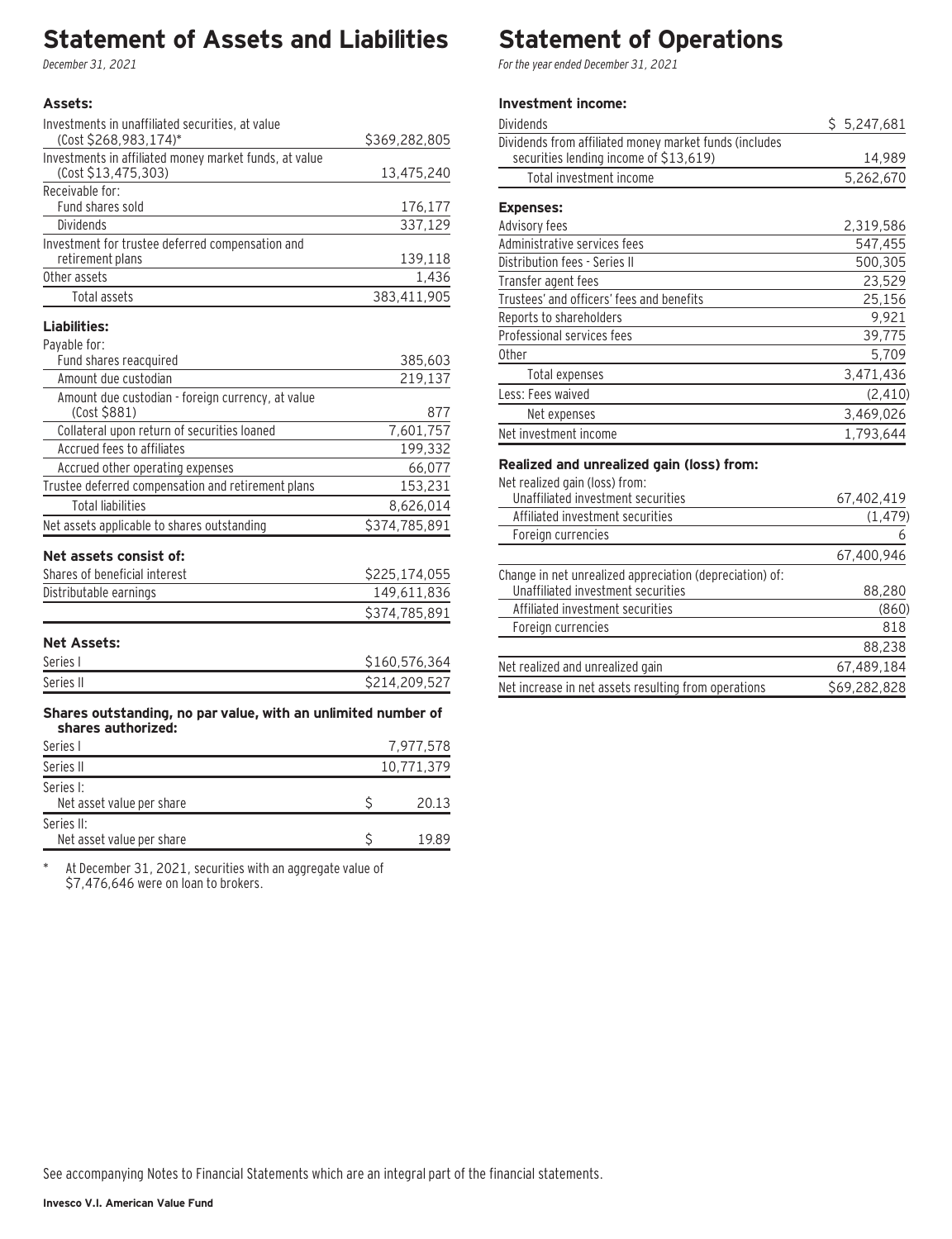# Statement of Assets and Liabilities

*December 31, 2021*

| | |
|---|---|
| **Assets:** | |
| Investments in unaffiliated securities, at value (Cost $268,983,174)* | $369,282,805 |
| Investments in affiliated money market funds, at value (Cost $13,475,303) | 13,475,240 |
| Receivable for: | |
| Fund shares sold | 176,177 |
| Dividends | 337,129 |
| Investment for trustee deferred compensation and retirement plans | 139,118 |
| Other assets | 1,436 |
| Total assets | 383,411,905 |
| **Liabilities:** | |
| Payable for: | |
| Fund shares reacquired | 385,603 |
| Amount due custodian | 219,137 |
| Amount due custodian - foreign currency, at value (Cost $881) | 877 |
| Collateral upon return of securities loaned | 7,601,757 |
| Accrued fees to affiliates | 199,332 |
| Accrued other operating expenses | 66,077 |
| Trustee deferred compensation and retirement plans | 153,231 |
| Total liabilities | 8,626,014 |
| Net assets applicable to shares outstanding | $374,785,891 |
| **Net assets consist of:** | |
| Shares of beneficial interest | $225,174,055 |
| Distributable earnings | 149,611,836 |
| | $374,785,891 |
| **Net Assets:** | |
| Series I | $160,576,364 |
| Series II | $214,209,527 |
| **Shares outstanding, no par value, with an unlimited number of shares authorized:** | |
| Series I | 7,977,578 |
| Series II | 10,771,379 |
| Series I: Net asset value per share | $ 20.13 |
| Series II: Net asset value per share | $ 19.89 |

\* At December 31, 2021, securities with an aggregate value of $7,476,646 were on loan to brokers.

# Statement of Operations

*For the year ended December 31, 2021*

| | |
|---|---|
| **Investment income:** | |
| Dividends | $ 5,247,681 |
| Dividends from affiliated money market funds (includes securities lending income of $13,619) | 14,989 |
| Total investment income | 5,262,670 |
| **Expenses:** | |
| Advisory fees | 2,319,586 |
| Administrative services fees | 547,455 |
| Distribution fees - Series II | 500,305 |
| Transfer agent fees | 23,529 |
| Trustees' and officers' fees and benefits | 25,156 |
| Reports to shareholders | 9,921 |
| Professional services fees | 39,775 |
| Other | 5,709 |
| Total expenses | 3,471,436 |
| Less: Fees waived | (2,410) |
| Net expenses | 3,469,026 |
| Net investment income | 1,793,644 |
| **Realized and unrealized gain (loss) from:** | |
| Net realized gain (loss) from: | |
| Unaffiliated investment securities | 67,402,419 |
| Affiliated investment securities | (1,479) |
| Foreign currencies | 6 |
| | 67,400,946 |
| Change in net unrealized appreciation (depreciation) of: | |
| Unaffiliated investment securities | 88,280 |
| Affiliated investment securities | (860) |
| Foreign currencies | 818 |
| | 88,238 |
| Net realized and unrealized gain | 67,489,184 |
| Net increase in net assets resulting from operations | $69,282,828 |

See accompanying Notes to Financial Statements which are an integral part of the financial statements.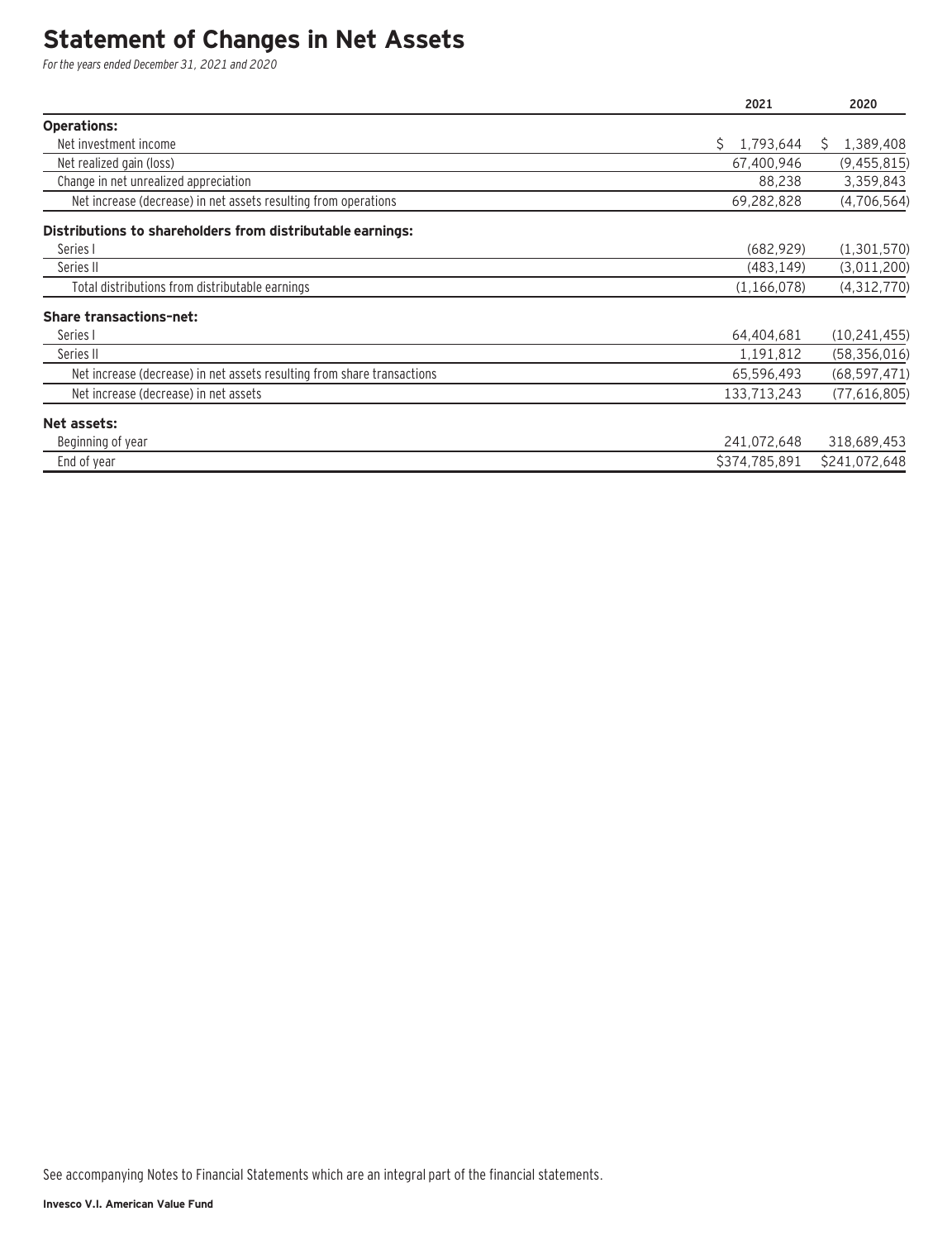# Statement of Changes in Net Assets

*For the years ended December 31, 2021 and 2020*

| | 2021 | 2020 |
|---|---|---|
| **Operations:** | | |
| Net investment income | $ 1,793,644 | $ 1,389,408 |
| Net realized gain (loss) | 67,400,946 | (9,455,815) |
| Change in net unrealized appreciation | 88,238 | 3,359,843 |
| Net increase (decrease) in net assets resulting from operations | 69,282,828 | (4,706,564) |
| **Distributions to shareholders from distributable earnings:** | | |
| Series I | (682,929) | (1,301,570) |
| Series II | (483,149) | (3,011,200) |
| Total distributions from distributable earnings | (1,166,078) | (4,312,770) |
| **Share transactions–net:** | | |
| Series I | 64,404,681 | (10,241,455) |
| Series II | 1,191,812 | (58,356,016) |
| Net increase (decrease) in net assets resulting from share transactions | 65,596,493 | (68,597,471) |
| Net increase (decrease) in net assets | 133,713,243 | (77,616,805) |
| **Net assets:** | | |
| Beginning of year | 241,072,648 | 318,689,453 |
| End of year | $374,785,891 | $241,072,648 |

See accompanying Notes to Financial Statements which are an integral part of the financial statements.

**Invesco V.I. American Value Fund**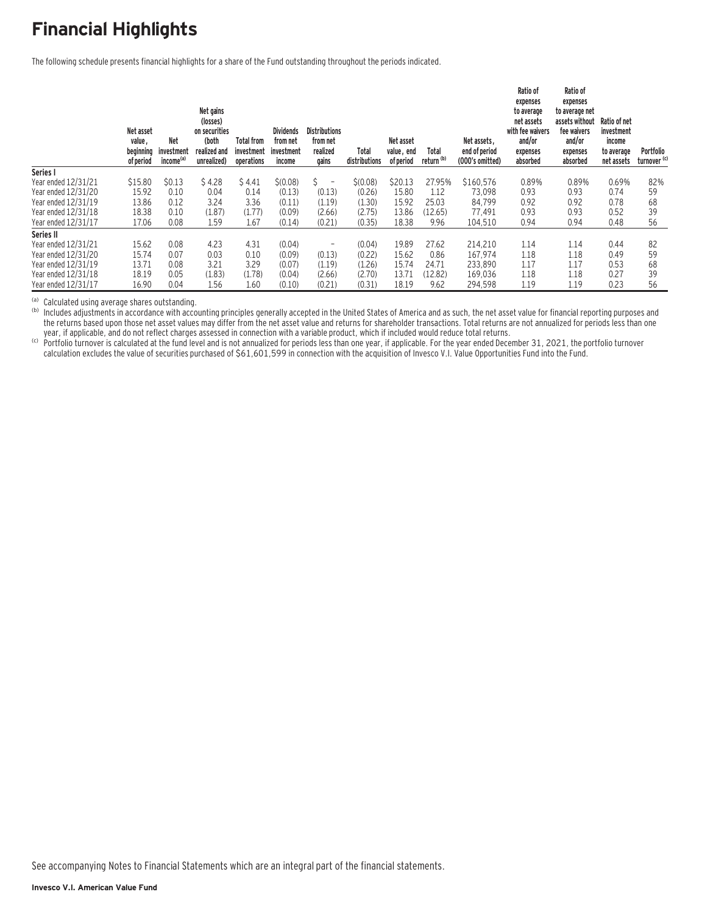# Financial Highlights

The following schedule presents financial highlights for a share of the Fund outstanding throughout the periods indicated.

| | Net asset value, beginning of period | Net investment income[(a)] | Net gains (losses) on securities (both realized and unrealized) | Total from investment operations | Dividends from net investment income | Distributions from net realized gains | Total distributions | Net asset value, end of period | Total return [(b)] | Net assets, end of period (000's omitted) | Ratio of expenses to average net assets with fee waivers and/or expenses absorbed | Ratio of expenses to average net assets without fee waivers and/or expenses absorbed | Ratio of net investment income to average net assets | Portfolio turnover [(c)] |
|---|---|---|---|---|---|---|---|---|---|---|---|---|---|---|
| **Series I** | | | | | | | | | | | | | | |
| Year ended 12/31/21 | $15.80 | $0.13 | $ 4.28 | $ 4.41 | $(0.08) | $ – | $(0.08) | $20.13 | 27.95% | $160,576 | 0.89% | 0.89% | 0.69% | 82% |
| Year ended 12/31/20 | 15.92 | 0.10 | 0.04 | 0.14 | (0.13) | (0.13) | (0.26) | 15.80 | 1.12 | 73,098 | 0.93 | 0.93 | 0.74 | 59 |
| Year ended 12/31/19 | 13.86 | 0.12 | 3.24 | 3.36 | (0.11) | (1.19) | (1.30) | 15.92 | 25.03 | 84,799 | 0.92 | 0.92 | 0.78 | 68 |
| Year ended 12/31/18 | 18.38 | 0.10 | (1.87) | (1.77) | (0.09) | (2.66) | (2.75) | 13.86 | (12.65) | 77,491 | 0.93 | 0.93 | 0.52 | 39 |
| Year ended 12/31/17 | 17.06 | 0.08 | 1.59 | 1.67 | (0.14) | (0.21) | (0.35) | 18.38 | 9.96 | 104,510 | 0.94 | 0.94 | 0.48 | 56 |
| **Series II** | | | | | | | | | | | | | | |
| Year ended 12/31/21 | 15.62 | 0.08 | 4.23 | 4.31 | (0.04) | – | (0.04) | 19.89 | 27.62 | 214,210 | 1.14 | 1.14 | 0.44 | 82 |
| Year ended 12/31/20 | 15.74 | 0.07 | 0.03 | 0.10 | (0.09) | (0.13) | (0.22) | 15.62 | 0.86 | 167,974 | 1.18 | 1.18 | 0.49 | 59 |
| Year ended 12/31/19 | 13.71 | 0.08 | 3.21 | 3.29 | (0.07) | (1.19) | (1.26) | 15.74 | 24.71 | 233,890 | 1.17 | 1.17 | 0.53 | 68 |
| Year ended 12/31/18 | 18.19 | 0.05 | (1.83) | (1.78) | (0.04) | (2.66) | (2.70) | 13.71 | (12.82) | 169,036 | 1.18 | 1.18 | 0.27 | 39 |
| Year ended 12/31/17 | 16.90 | 0.04 | 1.56 | 1.60 | (0.10) | (0.21) | (0.31) | 18.19 | 9.62 | 294,598 | 1.19 | 1.19 | 0.23 | 56 |

(a) Calculated using average shares outstanding.

(b) Includes adjustments in accordance with accounting principles generally accepted in the United States of America and as such, the net asset value for financial reporting purposes and the returns based upon those net asset values may differ from the net asset value and returns for shareholder transactions. Total returns are not annualized for periods less than one year, if applicable, and do not reflect charges assessed in connection with a variable product, which if included would reduce total returns.

(c) Portfolio turnover is calculated at the fund level and is not annualized for periods less than one year, if applicable. For the year ended December 31, 2021, the portfolio turnover calculation excludes the value of securities purchased of $61,601,599 in connection with the acquisition of Invesco V.I. Value Opportunities Fund into the Fund.

See accompanying Notes to Financial Statements which are an integral part of the financial statements.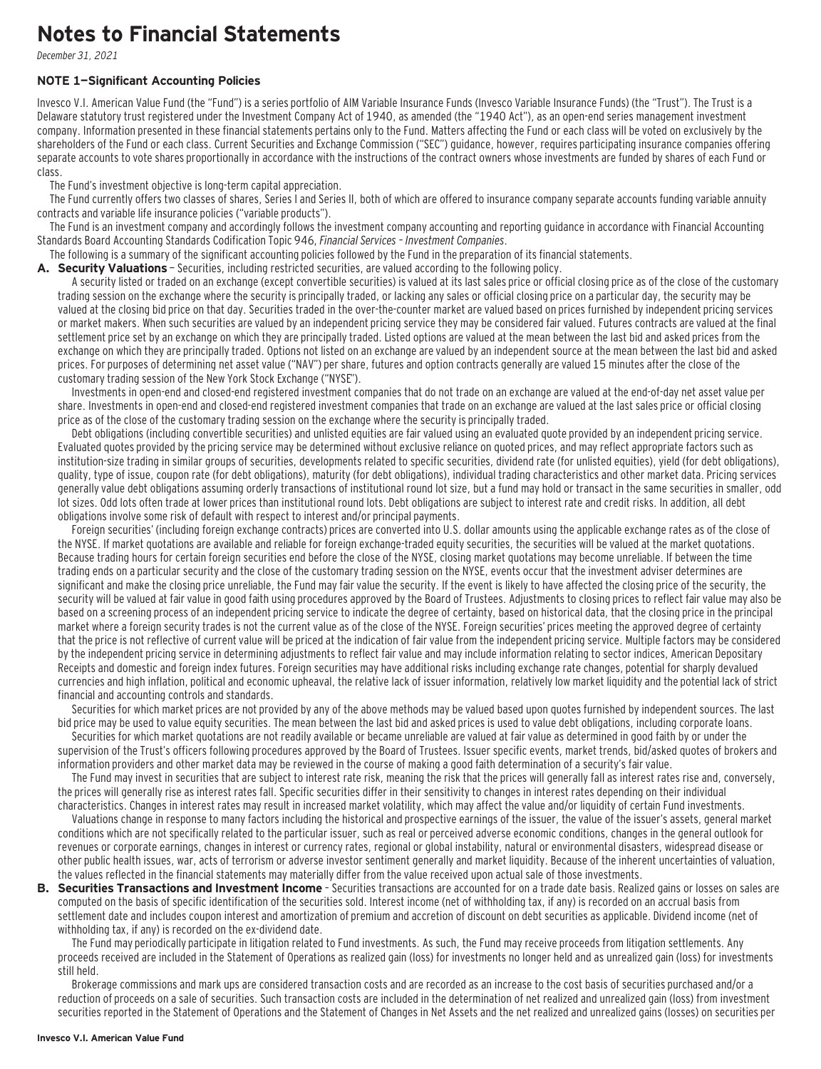# Notes to Financial Statements

*December 31, 2021*

### NOTE 1—Significant Accounting Policies

Invesco V.I. American Value Fund (the "Fund") is a series portfolio of AIM Variable Insurance Funds (Invesco Variable Insurance Funds) (the "Trust"). The Trust is a Delaware statutory trust registered under the Investment Company Act of 1940, as amended (the "1940 Act"), as an open-end series management investment company. Information presented in these financial statements pertains only to the Fund. Matters affecting the Fund or each class will be voted on exclusively by the shareholders of the Fund or each class. Current Securities and Exchange Commission ("SEC") guidance, however, requires participating insurance companies offering separate accounts to vote shares proportionally in accordance with the instructions of the contract owners whose investments are funded by shares of each Fund or class.

The Fund's investment objective is long-term capital appreciation.

The Fund currently offers two classes of shares, Series I and Series II, both of which are offered to insurance company separate accounts funding variable annuity contracts and variable life insurance policies ("variable products").

The Fund is an investment company and accordingly follows the investment company accounting and reporting guidance in accordance with Financial Accounting Standards Board Accounting Standards Codification Topic 946, *Financial Services – Investment Companies*.

The following is a summary of the significant accounting policies followed by the Fund in the preparation of its financial statements.

**A. Security Valuations** – Securities, including restricted securities, are valued according to the following policy.

A security listed or traded on an exchange (except convertible securities) is valued at its last sales price or official closing price as of the close of the customary trading session on the exchange where the security is principally traded, or lacking any sales or official closing price on a particular day, the security may be valued at the closing bid price on that day. Securities traded in the over-the-counter market are valued based on prices furnished by independent pricing services or market makers. When such securities are valued by an independent pricing service they may be considered fair valued. Futures contracts are valued at the final settlement price set by an exchange on which they are principally traded. Listed options are valued at the mean between the last bid and asked prices from the exchange on which they are principally traded. Options not listed on an exchange are valued by an independent source at the mean between the last bid and asked prices. For purposes of determining net asset value ("NAV") per share, futures and option contracts generally are valued 15 minutes after the close of the customary trading session of the New York Stock Exchange ("NYSE").

Investments in open-end and closed-end registered investment companies that do not trade on an exchange are valued at the end-of-day net asset value per share. Investments in open-end and closed-end registered investment companies that trade on an exchange are valued at the last sales price or official closing price as of the close of the customary trading session on the exchange where the security is principally traded.

Debt obligations (including convertible securities) and unlisted equities are fair valued using an evaluated quote provided by an independent pricing service. Evaluated quotes provided by the pricing service may be determined without exclusive reliance on quoted prices, and may reflect appropriate factors such as institution-size trading in similar groups of securities, developments related to specific securities, dividend rate (for unlisted equities), yield (for debt obligations), quality, type of issue, coupon rate (for debt obligations), maturity (for debt obligations), individual trading characteristics and other market data. Pricing services generally value debt obligations assuming orderly transactions of institutional round lot size, but a fund may hold or transact in the same securities in smaller, odd lot sizes. Odd lots often trade at lower prices than institutional round lots. Debt obligations are subject to interest rate and credit risks. In addition, all debt obligations involve some risk of default with respect to interest and/or principal payments.

Foreign securities' (including foreign exchange contracts) prices are converted into U.S. dollar amounts using the applicable exchange rates as of the close of the NYSE. If market quotations are available and reliable for foreign exchange-traded equity securities, the securities will be valued at the market quotations. Because trading hours for certain foreign securities end before the close of the NYSE, closing market quotations may become unreliable. If between the time trading ends on a particular security and the close of the customary trading session on the NYSE, events occur that the investment adviser determines are significant and make the closing price unreliable, the Fund may fair value the security. If the event is likely to have affected the closing price of the security, the security will be valued at fair value in good faith using procedures approved by the Board of Trustees. Adjustments to closing prices to reflect fair value may also be based on a screening process of an independent pricing service to indicate the degree of certainty, based on historical data, that the closing price in the principal market where a foreign security trades is not the current value as of the close of the NYSE. Foreign securities' prices meeting the approved degree of certainty that the price is not reflective of current value will be priced at the indication of fair value from the independent pricing service. Multiple factors may be considered by the independent pricing service in determining adjustments to reflect fair value and may include information relating to sector indices, American Depositary Receipts and domestic and foreign index futures. Foreign securities may have additional risks including exchange rate changes, potential for sharply devalued currencies and high inflation, political and economic upheaval, the relative lack of issuer information, relatively low market liquidity and the potential lack of strict financial and accounting controls and standards.

Securities for which market prices are not provided by any of the above methods may be valued based upon quotes furnished by independent sources. The last bid price may be used to value equity securities. The mean between the last bid and asked prices is used to value debt obligations, including corporate loans.

Securities for which market quotations are not readily available or became unreliable are valued at fair value as determined in good faith by or under the supervision of the Trust's officers following procedures approved by the Board of Trustees. Issuer specific events, market trends, bid/asked quotes of brokers and information providers and other market data may be reviewed in the course of making a good faith determination of a security's fair value.

The Fund may invest in securities that are subject to interest rate risk, meaning the risk that the prices will generally fall as interest rates rise and, conversely, the prices will generally rise as interest rates fall. Specific securities differ in their sensitivity to changes in interest rates depending on their individual characteristics. Changes in interest rates may result in increased market volatility, which may affect the value and/or liquidity of certain Fund investments.

Valuations change in response to many factors including the historical and prospective earnings of the issuer, the value of the issuer's assets, general market conditions which are not specifically related to the particular issuer, such as real or perceived adverse economic conditions, changes in the general outlook for revenues or corporate earnings, changes in interest or currency rates, regional or global instability, natural or environmental disasters, widespread disease or other public health issues, war, acts of terrorism or adverse investor sentiment generally and market liquidity. Because of the inherent uncertainties of valuation, the values reflected in the financial statements may materially differ from the value received upon actual sale of those investments.

**B. Securities Transactions and Investment Income** – Securities transactions are accounted for on a trade date basis. Realized gains or losses on sales are computed on the basis of specific identification of the securities sold. Interest income (net of withholding tax, if any) is recorded on an accrual basis from settlement date and includes coupon interest and amortization of premium and accretion of discount on debt securities as applicable. Dividend income (net of withholding tax, if any) is recorded on the ex-dividend date.

The Fund may periodically participate in litigation related to Fund investments. As such, the Fund may receive proceeds from litigation settlements. Any proceeds received are included in the Statement of Operations as realized gain (loss) for investments no longer held and as unrealized gain (loss) for investments still held.

Brokerage commissions and mark ups are considered transaction costs and are recorded as an increase to the cost basis of securities purchased and/or a reduction of proceeds on a sale of securities. Such transaction costs are included in the determination of net realized and unrealized gain (loss) from investment securities reported in the Statement of Operations and the Statement of Changes in Net Assets and the net realized and unrealized gains (losses) on securities per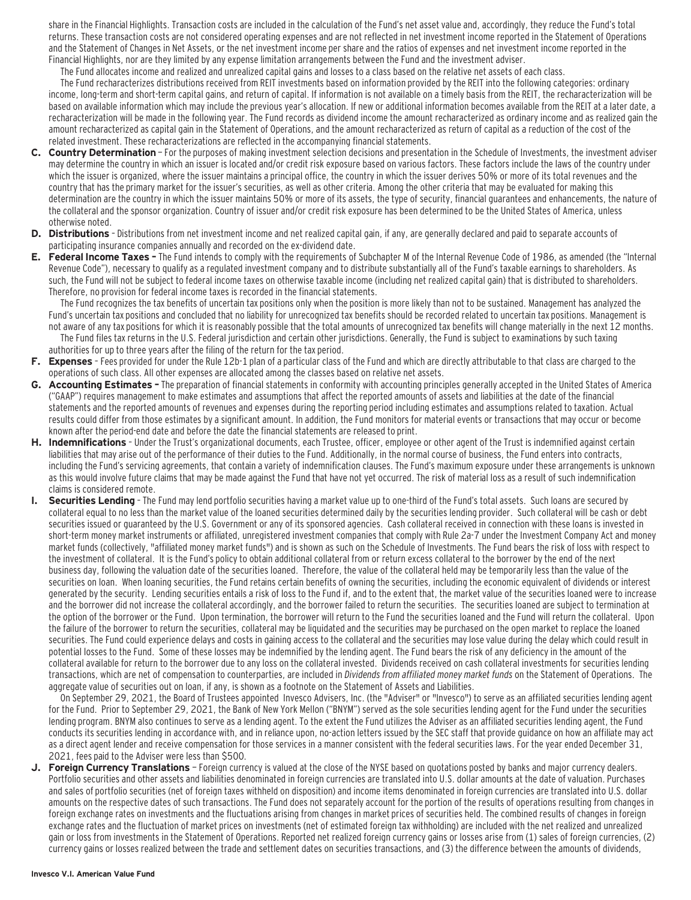share in the Financial Highlights. Transaction costs are included in the calculation of the Fund's net asset value and, accordingly, they reduce the Fund's total returns. These transaction costs are not considered operating expenses and are not reflected in net investment income reported in the Statement of Operations and the Statement of Changes in Net Assets, or the net investment income per share and the ratios of expenses and net investment income reported in the Financial Highlights, nor are they limited by any expense limitation arrangements between the Fund and the investment adviser.

The Fund allocates income and realized and unrealized capital gains and losses to a class based on the relative net assets of each class.

The Fund recharacterizes distributions received from REIT investments based on information provided by the REIT into the following categories: ordinary income, long-term and short-term capital gains, and return of capital. If information is not available on a timely basis from the REIT, the recharacterization will be based on available information which may include the previous year's allocation. If new or additional information becomes available from the REIT at a later date, a recharacterization will be made in the following year. The Fund records as dividend income the amount recharacterized as ordinary income and as realized gain the amount recharacterized as capital gain in the Statement of Operations, and the amount recharacterized as return of capital as a reduction of the cost of the related investment. These recharacterizations are reflected in the accompanying financial statements.

**C. Country Determination** – For the purposes of making investment selection decisions and presentation in the Schedule of Investments, the investment adviser may determine the country in which an issuer is located and/or credit risk exposure based on various factors. These factors include the laws of the country under which the issuer is organized, where the issuer maintains a principal office, the country in which the issuer derives 50% or more of its total revenues and the country that has the primary market for the issuer's securities, as well as other criteria. Among the other criteria that may be evaluated for making this determination are the country in which the issuer maintains 50% or more of its assets, the type of security, financial guarantees and enhancements, the nature of the collateral and the sponsor organization. Country of issuer and/or credit risk exposure has been determined to be the United States of America, unless otherwise noted.

**D. Distributions** – Distributions from net investment income and net realized capital gain, if any, are generally declared and paid to separate accounts of participating insurance companies annually and recorded on the ex-dividend date.

**E. Federal Income Taxes –** The Fund intends to comply with the requirements of Subchapter M of the Internal Revenue Code of 1986, as amended (the "Internal Revenue Code"), necessary to qualify as a regulated investment company and to distribute substantially all of the Fund's taxable earnings to shareholders. As such, the Fund will not be subject to federal income taxes on otherwise taxable income (including net realized capital gain) that is distributed to shareholders. Therefore, no provision for federal income taxes is recorded in the financial statements.

The Fund recognizes the tax benefits of uncertain tax positions only when the position is more likely than not to be sustained. Management has analyzed the Fund's uncertain tax positions and concluded that no liability for unrecognized tax benefits should be recorded related to uncertain tax positions. Management is not aware of any tax positions for which it is reasonably possible that the total amounts of unrecognized tax benefits will change materially in the next 12 months.

The Fund files tax returns in the U.S. Federal jurisdiction and certain other jurisdictions. Generally, the Fund is subject to examinations by such taxing authorities for up to three years after the filing of the return for the tax period.

**F. Expenses** – Fees provided for under the Rule 12b-1 plan of a particular class of the Fund and which are directly attributable to that class are charged to the operations of such class. All other expenses are allocated among the classes based on relative net assets.

**G. Accounting Estimates –** The preparation of financial statements in conformity with accounting principles generally accepted in the United States of America ("GAAP") requires management to make estimates and assumptions that affect the reported amounts of assets and liabilities at the date of the financial statements and the reported amounts of revenues and expenses during the reporting period including estimates and assumptions related to taxation. Actual results could differ from those estimates by a significant amount. In addition, the Fund monitors for material events or transactions that may occur or become known after the period-end date and before the date the financial statements are released to print.

**H. Indemnifications** – Under the Trust's organizational documents, each Trustee, officer, employee or other agent of the Trust is indemnified against certain liabilities that may arise out of the performance of their duties to the Fund. Additionally, in the normal course of business, the Fund enters into contracts, including the Fund's servicing agreements, that contain a variety of indemnification clauses. The Fund's maximum exposure under these arrangements is unknown as this would involve future claims that may be made against the Fund that have not yet occurred. The risk of material loss as a result of such indemnification claims is considered remote.

**I. Securities Lending** – The Fund may lend portfolio securities having a market value up to one-third of the Fund's total assets. Such loans are secured by collateral equal to no less than the market value of the loaned securities determined daily by the securities lending provider. Such collateral will be cash or debt securities issued or guaranteed by the U.S. Government or any of its sponsored agencies. Cash collateral received in connection with these loans is invested in short-term money market instruments or affiliated, unregistered investment companies that comply with Rule 2a-7 under the Investment Company Act and money market funds (collectively, "affiliated money market funds") and is shown as such on the Schedule of Investments. The Fund bears the risk of loss with respect to the investment of collateral. It is the Fund's policy to obtain additional collateral from or return excess collateral to the borrower by the end of the next business day, following the valuation date of the securities loaned. Therefore, the value of the collateral held may be temporarily less than the value of the securities on loan. When loaning securities, the Fund retains certain benefits of owning the securities, including the economic equivalent of dividends or interest generated by the security. Lending securities entails a risk of loss to the Fund if, and to the extent that, the market value of the securities loaned were to increase and the borrower did not increase the collateral accordingly, and the borrower failed to return the securities. The securities loaned are subject to termination at the option of the borrower or the Fund. Upon termination, the borrower will return to the Fund the securities loaned and the Fund will return the collateral. Upon the failure of the borrower to return the securities, collateral may be liquidated and the securities may be purchased on the open market to replace the loaned securities. The Fund could experience delays and costs in gaining access to the collateral and the securities may lose value during the delay which could result in potential losses to the Fund. Some of these losses may be indemnified by the lending agent. The Fund bears the risk of any deficiency in the amount of the collateral available for return to the borrower due to any loss on the collateral invested. Dividends received on cash collateral investments for securities lending transactions, which are net of compensation to counterparties, are included in *Dividends from affiliated money market funds* on the Statement of Operations. The aggregate value of securities out on loan, if any, is shown as a footnote on the Statement of Assets and Liabilities.

On September 29, 2021, the Board of Trustees appointed Invesco Advisers, Inc. (the "Adviser" or "Invesco") to serve as an affiliated securities lending agent for the Fund. Prior to September 29, 2021, the Bank of New York Mellon ("BNYM") served as the sole securities lending agent for the Fund under the securities lending program. BNYM also continues to serve as a lending agent. To the extent the Fund utilizes the Adviser as an affiliated securities lending agent, the Fund conducts its securities lending in accordance with, and in reliance upon, no-action letters issued by the SEC staff that provide guidance on how an affiliate may act as a direct agent lender and receive compensation for those services in a manner consistent with the federal securities laws. For the year ended December 31, 2021, fees paid to the Adviser were less than $500.

**J. Foreign Currency Translations** – Foreign currency is valued at the close of the NYSE based on quotations posted by banks and major currency dealers. Portfolio securities and other assets and liabilities denominated in foreign currencies are translated into U.S. dollar amounts at the date of valuation. Purchases and sales of portfolio securities (net of foreign taxes withheld on disposition) and income items denominated in foreign currencies are translated into U.S. dollar amounts on the respective dates of such transactions. The Fund does not separately account for the portion of the results of operations resulting from changes in foreign exchange rates on investments and the fluctuations arising from changes in market prices of securities held. The combined results of changes in foreign exchange rates and the fluctuation of market prices on investments (net of estimated foreign tax withholding) are included with the net realized and unrealized gain or loss from investments in the Statement of Operations. Reported net realized foreign currency gains or losses arise from (1) sales of foreign currencies, (2) currency gains or losses realized between the trade and settlement dates on securities transactions, and (3) the difference between the amounts of dividends,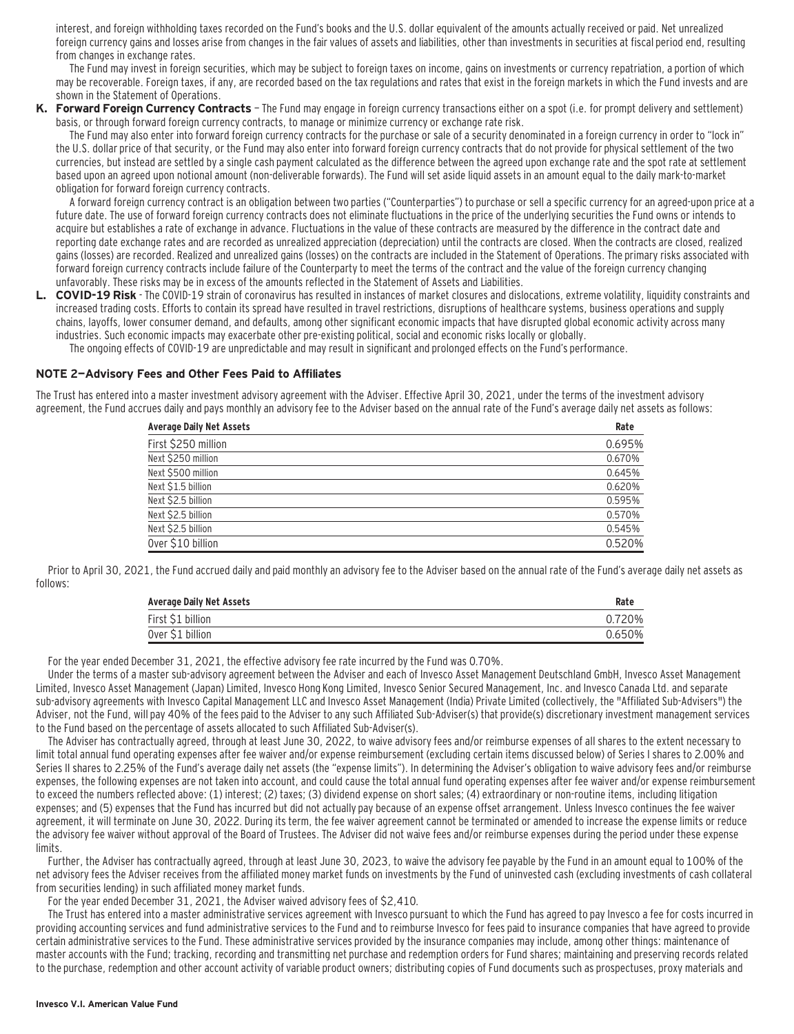interest, and foreign withholding taxes recorded on the Fund's books and the U.S. dollar equivalent of the amounts actually received or paid. Net unrealized foreign currency gains and losses arise from changes in the fair values of assets and liabilities, other than investments in securities at fiscal period end, resulting from changes in exchange rates.

The Fund may invest in foreign securities, which may be subject to foreign taxes on income, gains on investments or currency repatriation, a portion of which may be recoverable. Foreign taxes, if any, are recorded based on the tax regulations and rates that exist in the foreign markets in which the Fund invests and are shown in the Statement of Operations.

**K. Forward Foreign Currency Contracts** – The Fund may engage in foreign currency transactions either on a spot (i.e. for prompt delivery and settlement) basis, or through forward foreign currency contracts, to manage or minimize currency or exchange rate risk.

The Fund may also enter into forward foreign currency contracts for the purchase or sale of a security denominated in a foreign currency in order to "lock in" the U.S. dollar price of that security, or the Fund may also enter into forward foreign currency contracts that do not provide for physical settlement of the two currencies, but instead are settled by a single cash payment calculated as the difference between the agreed upon exchange rate and the spot rate at settlement based upon an agreed upon notional amount (non-deliverable forwards). The Fund will set aside liquid assets in an amount equal to the daily mark-to-market obligation for forward foreign currency contracts.

A forward foreign currency contract is an obligation between two parties ("Counterparties") to purchase or sell a specific currency for an agreed-upon price at a future date. The use of forward foreign currency contracts does not eliminate fluctuations in the price of the underlying securities the Fund owns or intends to acquire but establishes a rate of exchange in advance. Fluctuations in the value of these contracts are measured by the difference in the contract date and reporting date exchange rates and are recorded as unrealized appreciation (depreciation) until the contracts are closed. When the contracts are closed, realized gains (losses) are recorded. Realized and unrealized gains (losses) on the contracts are included in the Statement of Operations. The primary risks associated with forward foreign currency contracts include failure of the Counterparty to meet the terms of the contract and the value of the foreign currency changing unfavorably. These risks may be in excess of the amounts reflected in the Statement of Assets and Liabilities.

**L. COVID-19 Risk** - The COVID-19 strain of coronavirus has resulted in instances of market closures and dislocations, extreme volatility, liquidity constraints and increased trading costs. Efforts to contain its spread have resulted in travel restrictions, disruptions of healthcare systems, business operations and supply chains, layoffs, lower consumer demand, and defaults, among other significant economic impacts that have disrupted global economic activity across many industries. Such economic impacts may exacerbate other pre-existing political, social and economic risks locally or globally.

The ongoing effects of COVID-19 are unpredictable and may result in significant and prolonged effects on the Fund's performance.

## NOTE 2—Advisory Fees and Other Fees Paid to Affiliates

The Trust has entered into a master investment advisory agreement with the Adviser. Effective April 30, 2021, under the terms of the investment advisory agreement, the Fund accrues daily and pays monthly an advisory fee to the Adviser based on the annual rate of the Fund's average daily net assets as follows:

| Average Daily Net Assets | Rate |
|---|---|
| First $250 million | 0.695% |
| Next $250 million | 0.670% |
| Next $500 million | 0.645% |
| Next $1.5 billion | 0.620% |
| Next $2.5 billion | 0.595% |
| Next $2.5 billion | 0.570% |
| Next $2.5 billion | 0.545% |
| Over $10 billion | 0.520% |

Prior to April 30, 2021, the Fund accrued daily and paid monthly an advisory fee to the Adviser based on the annual rate of the Fund's average daily net assets as follows:

| Average Daily Net Assets | Rate |
|---|---|
| First $1 billion | 0.720% |
| Over $1 billion | 0.650% |

For the year ended December 31, 2021, the effective advisory fee rate incurred by the Fund was 0.70%.

Under the terms of a master sub-advisory agreement between the Adviser and each of Invesco Asset Management Deutschland GmbH, Invesco Asset Management Limited, Invesco Asset Management (Japan) Limited, Invesco Hong Kong Limited, Invesco Senior Secured Management, Inc. and Invesco Canada Ltd. and separate sub-advisory agreements with Invesco Capital Management LLC and Invesco Asset Management (India) Private Limited (collectively, the "Affiliated Sub-Advisers") the Adviser, not the Fund, will pay 40% of the fees paid to the Adviser to any such Affiliated Sub-Adviser(s) that provide(s) discretionary investment management services to the Fund based on the percentage of assets allocated to such Affiliated Sub-Adviser(s).

The Adviser has contractually agreed, through at least June 30, 2022, to waive advisory fees and/or reimburse expenses of all shares to the extent necessary to limit total annual fund operating expenses after fee waiver and/or expense reimbursement (excluding certain items discussed below) of Series I shares to 2.00% and Series II shares to 2.25% of the Fund's average daily net assets (the "expense limits"). In determining the Adviser's obligation to waive advisory fees and/or reimburse expenses, the following expenses are not taken into account, and could cause the total annual fund operating expenses after fee waiver and/or expense reimbursement to exceed the numbers reflected above: (1) interest; (2) taxes; (3) dividend expense on short sales; (4) extraordinary or non-routine items, including litigation expenses; and (5) expenses that the Fund has incurred but did not actually pay because of an expense offset arrangement. Unless Invesco continues the fee waiver agreement, it will terminate on June 30, 2022. During its term, the fee waiver agreement cannot be terminated or amended to increase the expense limits or reduce the advisory fee waiver without approval of the Board of Trustees. The Adviser did not waive fees and/or reimburse expenses during the period under these expense limits.

Further, the Adviser has contractually agreed, through at least June 30, 2023, to waive the advisory fee payable by the Fund in an amount equal to 100% of the net advisory fees the Adviser receives from the affiliated money market funds on investments by the Fund of uninvested cash (excluding investments of cash collateral from securities lending) in such affiliated money market funds.

For the year ended December 31, 2021, the Adviser waived advisory fees of $2,410.

The Trust has entered into a master administrative services agreement with Invesco pursuant to which the Fund has agreed to pay Invesco a fee for costs incurred in providing accounting services and fund administrative services to the Fund and to reimburse Invesco for fees paid to insurance companies that have agreed to provide certain administrative services to the Fund. These administrative services provided by the insurance companies may include, among other things: maintenance of master accounts with the Fund; tracking, recording and transmitting net purchase and redemption orders for Fund shares; maintaining and preserving records related to the purchase, redemption and other account activity of variable product owners; distributing copies of Fund documents such as prospectuses, proxy materials and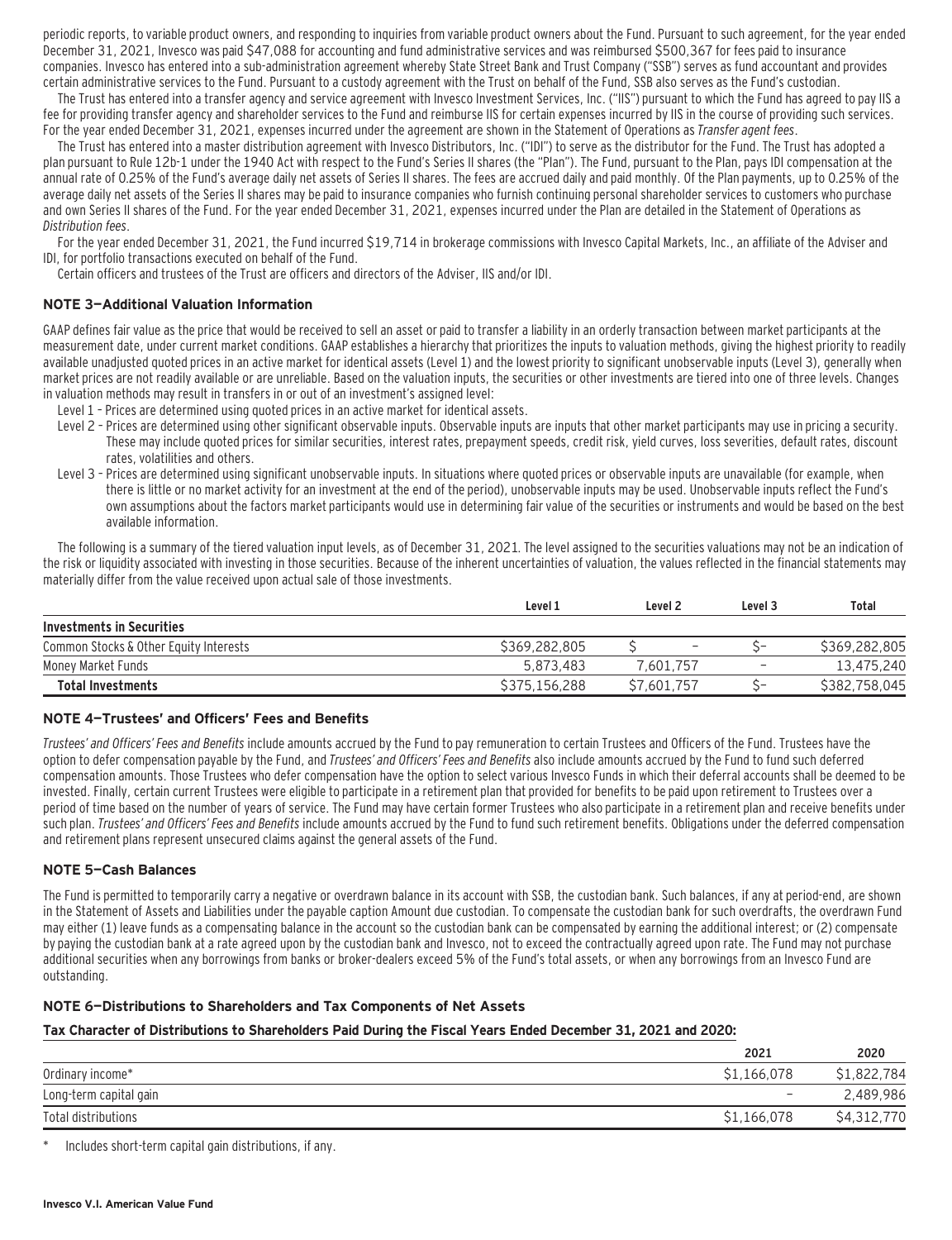periodic reports, to variable product owners, and responding to inquiries from variable product owners about the Fund. Pursuant to such agreement, for the year ended December 31, 2021, Invesco was paid $47,088 for accounting and fund administrative services and was reimbursed $500,367 for fees paid to insurance companies. Invesco has entered into a sub-administration agreement whereby State Street Bank and Trust Company ("SSB") serves as fund accountant and provides certain administrative services to the Fund. Pursuant to a custody agreement with the Trust on behalf of the Fund, SSB also serves as the Fund's custodian.

The Trust has entered into a transfer agency and service agreement with Invesco Investment Services, Inc. ("IIS") pursuant to which the Fund has agreed to pay IIS a fee for providing transfer agency and shareholder services to the Fund and reimburse IIS for certain expenses incurred by IIS in the course of providing such services. For the year ended December 31, 2021, expenses incurred under the agreement are shown in the Statement of Operations as *Transfer agent fees*.

The Trust has entered into a master distribution agreement with Invesco Distributors, Inc. ("IDI") to serve as the distributor for the Fund. The Trust has adopted a plan pursuant to Rule 12b-1 under the 1940 Act with respect to the Fund's Series II shares (the "Plan"). The Fund, pursuant to the Plan, pays IDI compensation at the annual rate of 0.25% of the Fund's average daily net assets of Series II shares. The fees are accrued daily and paid monthly. Of the Plan payments, up to 0.25% of the average daily net assets of the Series II shares may be paid to insurance companies who furnish continuing personal shareholder services to customers who purchase and own Series II shares of the Fund. For the year ended December 31, 2021, expenses incurred under the Plan are detailed in the Statement of Operations as *Distribution fees*.

For the year ended December 31, 2021, the Fund incurred $19,714 in brokerage commissions with Invesco Capital Markets, Inc., an affiliate of the Adviser and IDI, for portfolio transactions executed on behalf of the Fund.

Certain officers and trustees of the Trust are officers and directors of the Adviser, IIS and/or IDI.

### NOTE 3—Additional Valuation Information

GAAP defines fair value as the price that would be received to sell an asset or paid to transfer a liability in an orderly transaction between market participants at the measurement date, under current market conditions. GAAP establishes a hierarchy that prioritizes the inputs to valuation methods, giving the highest priority to readily available unadjusted quoted prices in an active market for identical assets (Level 1) and the lowest priority to significant unobservable inputs (Level 3), generally when market prices are not readily available or are unreliable. Based on the valuation inputs, the securities or other investments are tiered into one of three levels. Changes in valuation methods may result in transfers in or out of an investment's assigned level:

Level 1 – Prices are determined using quoted prices in an active market for identical assets.

Level 2 – Prices are determined using other significant observable inputs. Observable inputs are inputs that other market participants may use in pricing a security. These may include quoted prices for similar securities, interest rates, prepayment speeds, credit risk, yield curves, loss severities, default rates, discount rates, volatilities and others.

Level 3 – Prices are determined using significant unobservable inputs. In situations where quoted prices or observable inputs are unavailable (for example, when there is little or no market activity for an investment at the end of the period), unobservable inputs may be used. Unobservable inputs reflect the Fund's own assumptions about the factors market participants would use in determining fair value of the securities or instruments and would be based on the best available information.

The following is a summary of the tiered valuation input levels, as of December 31, 2021. The level assigned to the securities valuations may not be an indication of the risk or liquidity associated with investing in those securities. Because of the inherent uncertainties of valuation, the values reflected in the financial statements may materially differ from the value received upon actual sale of those investments.

| | Level 1 | Level 2 | Level 3 | Total |
|---|---|---|---|---|
| **Investments in Securities** | | | | |
| Common Stocks & Other Equity Interests | $369,282,805 | $ — | $— | $369,282,805 |
| Money Market Funds | 5,873,483 | 7,601,757 | — | 13,475,240 |
| **Total Investments** | $375,156,288 | $7,601,757 | $— | $382,758,045 |

### NOTE 4—Trustees' and Officers' Fees and Benefits

*Trustees' and Officers' Fees and Benefits* include amounts accrued by the Fund to pay remuneration to certain Trustees and Officers of the Fund. Trustees have the option to defer compensation payable by the Fund, and *Trustees' and Officers' Fees and Benefits* also include amounts accrued by the Fund to fund such deferred compensation amounts. Those Trustees who defer compensation have the option to select various Invesco Funds in which their deferral accounts shall be deemed to be invested. Finally, certain current Trustees were eligible to participate in a retirement plan that provided for benefits to be paid upon retirement to Trustees over a period of time based on the number of years of service. The Fund may have certain former Trustees who also participate in a retirement plan and receive benefits under such plan. *Trustees' and Officers' Fees and Benefits* include amounts accrued by the Fund to fund such retirement benefits. Obligations under the deferred compensation and retirement plans represent unsecured claims against the general assets of the Fund.

### NOTE 5—Cash Balances

The Fund is permitted to temporarily carry a negative or overdrawn balance in its account with SSB, the custodian bank. Such balances, if any at period-end, are shown in the Statement of Assets and Liabilities under the payable caption Amount due custodian. To compensate the custodian bank for such overdrafts, the overdrawn Fund may either (1) leave funds as a compensating balance in the account so the custodian bank can be compensated by earning the additional interest; or (2) compensate by paying the custodian bank at a rate agreed upon by the custodian bank and Invesco, not to exceed the contractually agreed upon rate. The Fund may not purchase additional securities when any borrowings from banks or broker-dealers exceed 5% of the Fund's total assets, or when any borrowings from an Invesco Fund are outstanding.

### NOTE 6—Distributions to Shareholders and Tax Components of Net Assets

**Tax Character of Distributions to Shareholders Paid During the Fiscal Years Ended December 31, 2021 and 2020:**

| | 2021 | 2020 |
|---|---|---|
| Ordinary income* | $1,166,078 | $1,822,784 |
| Long-term capital gain | — | 2,489,986 |
| Total distributions | $1,166,078 | $4,312,770 |

\* Includes short-term capital gain distributions, if any.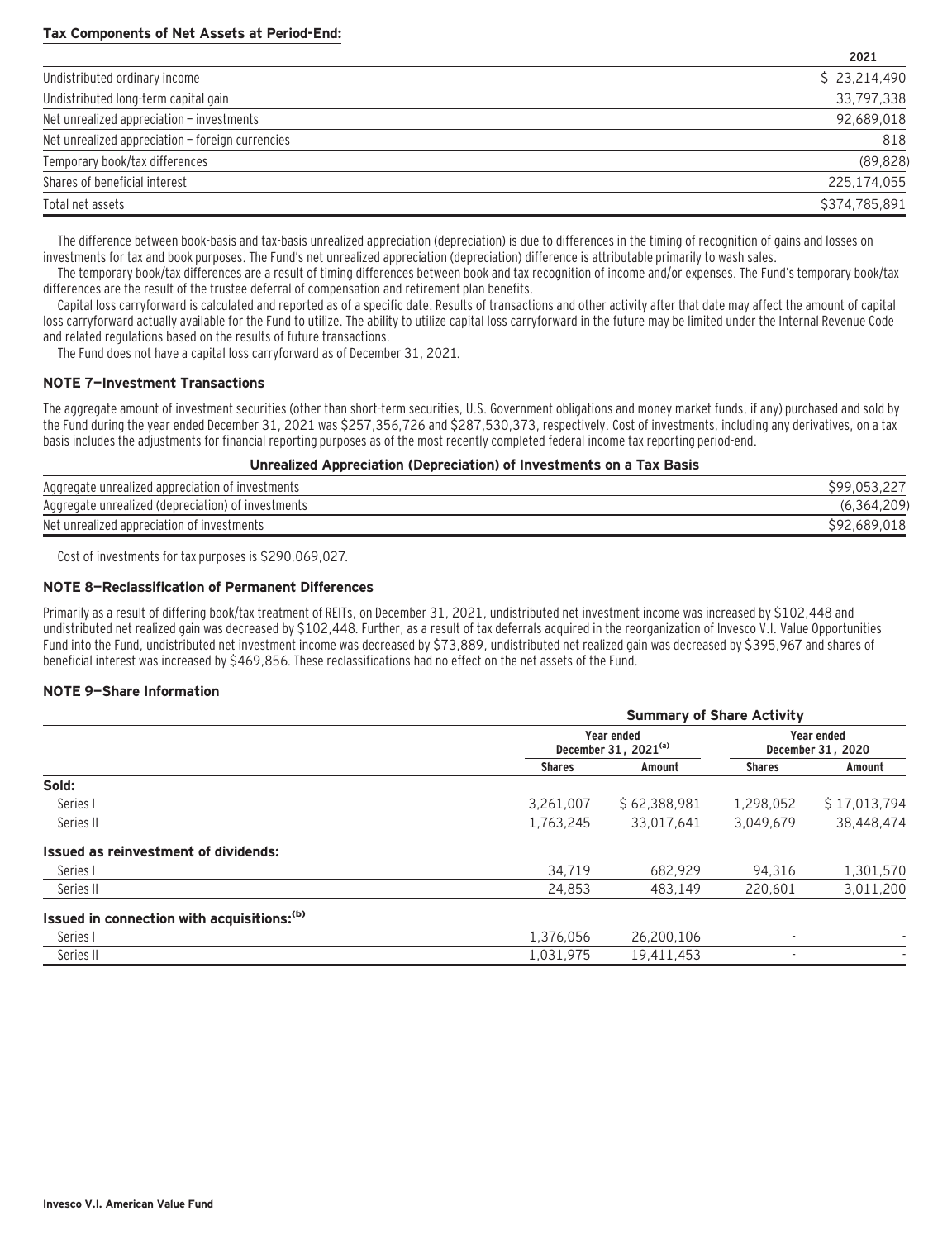**Tax Components of Net Assets at Period-End:**

| | 2021 |
|---|---|
| Undistributed ordinary income | $ 23,214,490 |
| Undistributed long-term capital gain | 33,797,338 |
| Net unrealized appreciation – investments | 92,689,018 |
| Net unrealized appreciation – foreign currencies | 818 |
| Temporary book/tax differences | (89,828) |
| Shares of beneficial interest | 225,174,055 |
| Total net assets | $374,785,891 |

The difference between book-basis and tax-basis unrealized appreciation (depreciation) is due to differences in the timing of recognition of gains and losses on investments for tax and book purposes. The Fund's net unrealized appreciation (depreciation) difference is attributable primarily to wash sales.

The temporary book/tax differences are a result of timing differences between book and tax recognition of income and/or expenses. The Fund's temporary book/tax differences are the result of the trustee deferral of compensation and retirement plan benefits.

Capital loss carryforward is calculated and reported as of a specific date. Results of transactions and other activity after that date may affect the amount of capital loss carryforward actually available for the Fund to utilize. The ability to utilize capital loss carryforward in the future may be limited under the Internal Revenue Code and related regulations based on the results of future transactions.

The Fund does not have a capital loss carryforward as of December 31, 2021.

### NOTE 7—Investment Transactions

The aggregate amount of investment securities (other than short-term securities, U.S. Government obligations and money market funds, if any) purchased and sold by the Fund during the year ended December 31, 2021 was $257,356,726 and $287,530,373, respectively. Cost of investments, including any derivatives, on a tax basis includes the adjustments for financial reporting purposes as of the most recently completed federal income tax reporting period-end.

**Unrealized Appreciation (Depreciation) of Investments on a Tax Basis**

| | |
|---|---|
| Aggregate unrealized appreciation of investments | $99,053,227 |
| Aggregate unrealized (depreciation) of investments | (6,364,209) |
| Net unrealized appreciation of investments | $92,689,018 |

Cost of investments for tax purposes is $290,069,027.

### NOTE 8—Reclassification of Permanent Differences

Primarily as a result of differing book/tax treatment of REITs, on December 31, 2021, undistributed net investment income was increased by $102,448 and undistributed net realized gain was decreased by $102,448. Further, as a result of tax deferrals acquired in the reorganization of Invesco V.I. Value Opportunities Fund into the Fund, undistributed net investment income was decreased by $73,889, undistributed net realized gain was decreased by $395,967 and shares of beneficial interest was increased by $469,856. These reclassifications had no effect on the net assets of the Fund.

### NOTE 9—Share Information

| | Summary of Share Activity | | | |
|---|---|---|---|---|
| | Year ended December 31, 2021[(a)] | | Year ended December 31, 2020 | |
| | Shares | Amount | Shares | Amount |
| **Sold:** | | | | |
| Series I | 3,261,007 | $ 62,388,981 | 1,298,052 | $ 17,013,794 |
| Series II | 1,763,245 | 33,017,641 | 3,049,679 | 38,448,474 |
| **Issued as reinvestment of dividends:** | | | | |
| Series I | 34,719 | 682,929 | 94,316 | 1,301,570 |
| Series II | 24,853 | 483,149 | 220,601 | 3,011,200 |
| **Issued in connection with acquisitions:[(b)]** | | | | |
| Series I | 1,376,056 | 26,200,106 | - | - |
| Series II | 1,031,975 | 19,411,453 | - | - |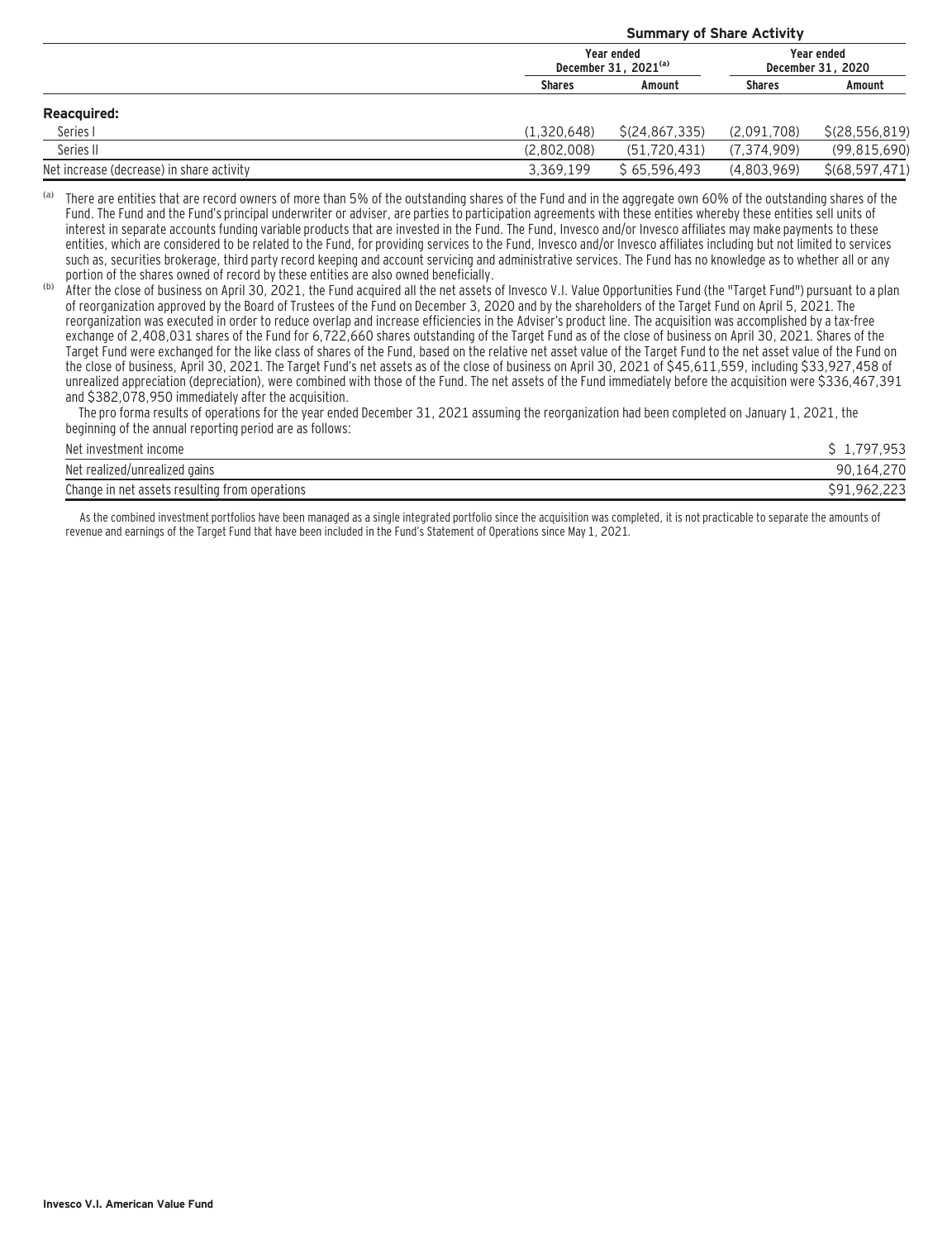| | Summary of Share Activity | | | |
|---|---|---|---|---|
| | Year ended December 31, 2021[(a)] | | Year ended December 31, 2020 | |
| | Shares | Amount | Shares | Amount |
| **Reacquired:** | | | | |
| Series I | (1,320,648) | $(24,867,335) | (2,091,708) | $(28,556,819) |
| Series II | (2,802,008) | (51,720,431) | (7,374,909) | (99,815,690) |
| Net increase (decrease) in share activity | 3,369,199 | $ 65,596,493 | (4,803,969) | $(68,597,471) |

(a) There are entities that are record owners of more than 5% of the outstanding shares of the Fund and in the aggregate own 60% of the outstanding shares of the Fund. The Fund and the Fund's principal underwriter or adviser, are parties to participation agreements with these entities whereby these entities sell units of interest in separate accounts funding variable products that are invested in the Fund. The Fund, Invesco and/or Invesco affiliates may make payments to these entities, which are considered to be related to the Fund, for providing services to the Fund, Invesco and/or Invesco affiliates including but not limited to services such as, securities brokerage, third party record keeping and account servicing and administrative services. The Fund has no knowledge as to whether all or any portion of the shares owned of record by these entities are also owned beneficially.

(b) After the close of business on April 30, 2021, the Fund acquired all the net assets of Invesco V.I. Value Opportunities Fund (the "Target Fund") pursuant to a plan of reorganization approved by the Board of Trustees of the Fund on December 3, 2020 and by the shareholders of the Target Fund on April 5, 2021. The reorganization was executed in order to reduce overlap and increase efficiencies in the Adviser's product line. The acquisition was accomplished by a tax-free exchange of 2,408,031 shares of the Fund for 6,722,660 shares outstanding of the Target Fund as of the close of business on April 30, 2021. Shares of the Target Fund were exchanged for the like class of shares of the Fund, based on the relative net asset value of the Target Fund to the net asset value of the Fund on the close of business, April 30, 2021. The Target Fund's net assets as of the close of business on April 30, 2021 of $45,611,559, including $33,927,458 of unrealized appreciation (depreciation), were combined with those of the Fund. The net assets of the Fund immediately before the acquisition were $336,467,391 and $382,078,950 immediately after the acquisition.

The pro forma results of operations for the year ended December 31, 2021 assuming the reorganization had been completed on January 1, 2021, the beginning of the annual reporting period are as follows:

| | |
|---|---|
| Net investment income | $ 1,797,953 |
| Net realized/unrealized gains | 90,164,270 |
| Change in net assets resulting from operations | $91,962,223 |

As the combined investment portfolios have been managed as a single integrated portfolio since the acquisition was completed, it is not practicable to separate the amounts of revenue and earnings of the Target Fund that have been included in the Fund's Statement of Operations since May 1, 2021.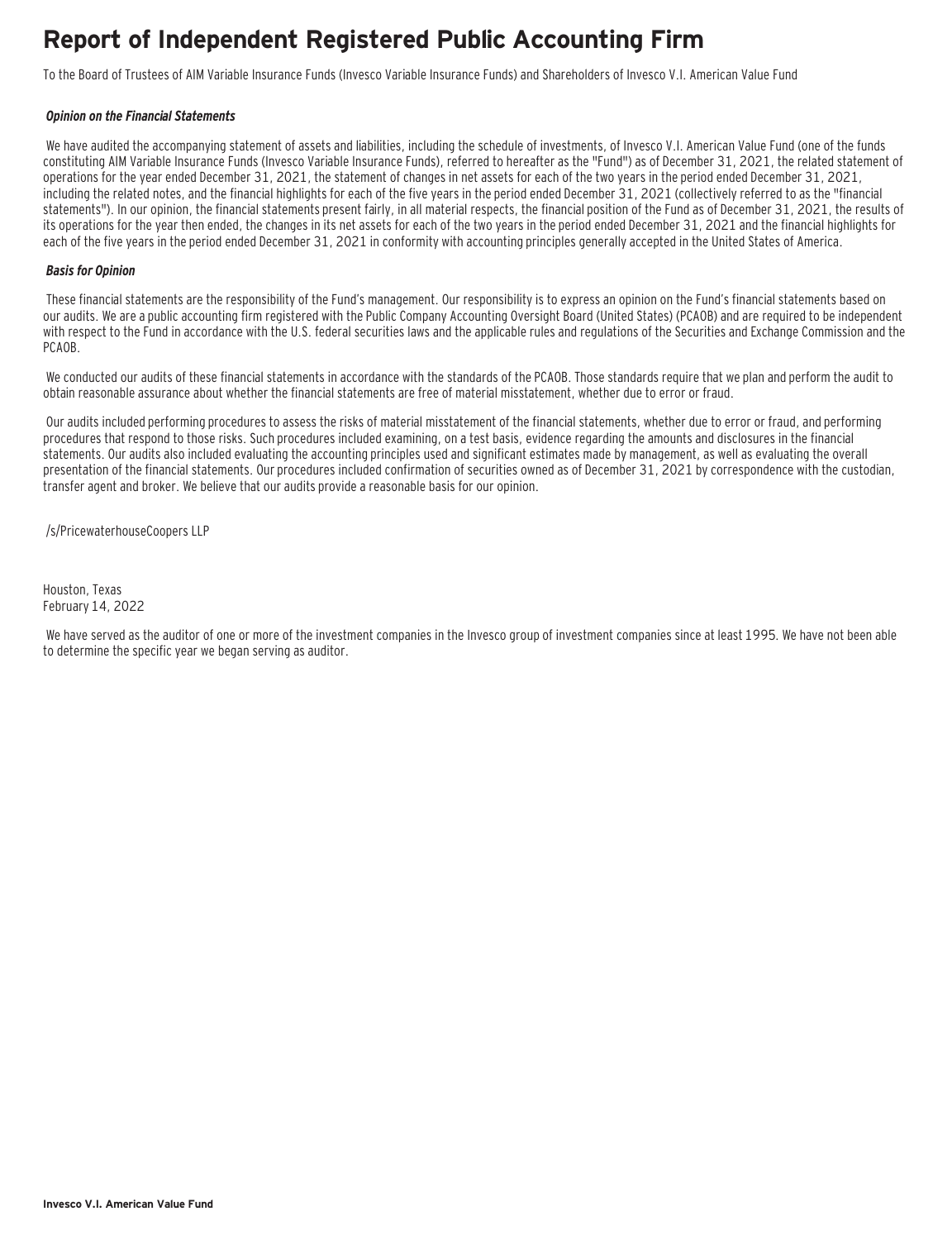# Report of Independent Registered Public Accounting Firm

To the Board of Trustees of AIM Variable Insurance Funds (Invesco Variable Insurance Funds) and Shareholders of Invesco V.I. American Value Fund

***Opinion on the Financial Statements***

We have audited the accompanying statement of assets and liabilities, including the schedule of investments, of Invesco V.I. American Value Fund (one of the funds constituting AIM Variable Insurance Funds (Invesco Variable Insurance Funds), referred to hereafter as the "Fund") as of December 31, 2021, the related statement of operations for the year ended December 31, 2021, the statement of changes in net assets for each of the two years in the period ended December 31, 2021, including the related notes, and the financial highlights for each of the five years in the period ended December 31, 2021 (collectively referred to as the "financial statements"). In our opinion, the financial statements present fairly, in all material respects, the financial position of the Fund as of December 31, 2021, the results of its operations for the year then ended, the changes in its net assets for each of the two years in the period ended December 31, 2021 and the financial highlights for each of the five years in the period ended December 31, 2021 in conformity with accounting principles generally accepted in the United States of America.

***Basis for Opinion***

These financial statements are the responsibility of the Fund's management. Our responsibility is to express an opinion on the Fund's financial statements based on our audits. We are a public accounting firm registered with the Public Company Accounting Oversight Board (United States) (PCAOB) and are required to be independent with respect to the Fund in accordance with the U.S. federal securities laws and the applicable rules and regulations of the Securities and Exchange Commission and the PCAOB.

We conducted our audits of these financial statements in accordance with the standards of the PCAOB. Those standards require that we plan and perform the audit to obtain reasonable assurance about whether the financial statements are free of material misstatement, whether due to error or fraud.

Our audits included performing procedures to assess the risks of material misstatement of the financial statements, whether due to error or fraud, and performing procedures that respond to those risks. Such procedures included examining, on a test basis, evidence regarding the amounts and disclosures in the financial statements. Our audits also included evaluating the accounting principles used and significant estimates made by management, as well as evaluating the overall presentation of the financial statements. Our procedures included confirmation of securities owned as of December 31, 2021 by correspondence with the custodian, transfer agent and broker. We believe that our audits provide a reasonable basis for our opinion.

/s/PricewaterhouseCoopers LLP

Houston, Texas
February 14, 2022

We have served as the auditor of one or more of the investment companies in the Invesco group of investment companies since at least 1995. We have not been able to determine the specific year we began serving as auditor.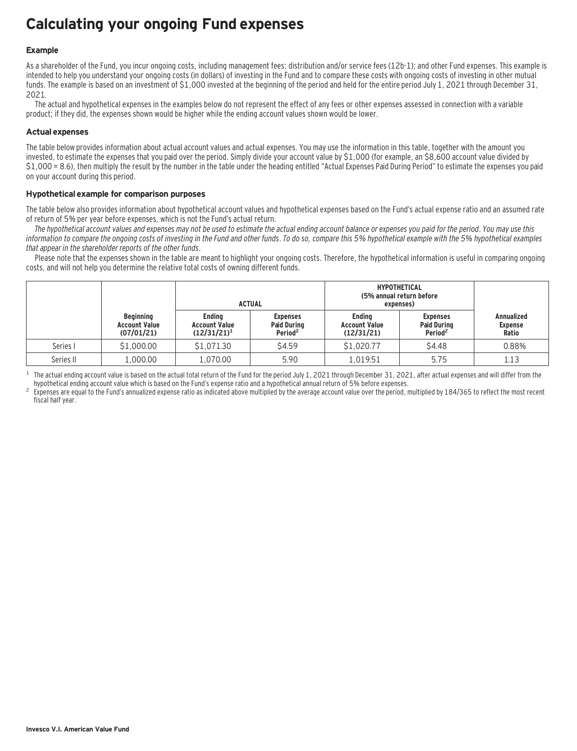# Calculating your ongoing Fund expenses

### Example

As a shareholder of the Fund, you incur ongoing costs, including management fees; distribution and/or service fees (12b-1); and other Fund expenses. This example is intended to help you understand your ongoing costs (in dollars) of investing in the Fund and to compare these costs with ongoing costs of investing in other mutual funds. The example is based on an investment of $1,000 invested at the beginning of the period and held for the entire period July 1, 2021 through December 31, 2021.

The actual and hypothetical expenses in the examples below do not represent the effect of any fees or other expenses assessed in connection with a variable product; if they did, the expenses shown would be higher while the ending account values shown would be lower.

### Actual expenses

The table below provides information about actual account values and actual expenses. You may use the information in this table, together with the amount you invested, to estimate the expenses that you paid over the period. Simply divide your account value by $1,000 (for example, an $8,600 account value divided by $1,000 = 8.6), then multiply the result by the number in the table under the heading entitled "Actual Expenses Paid During Period" to estimate the expenses you paid on your account during this period.

### Hypothetical example for comparison purposes

The table below also provides information about hypothetical account values and hypothetical expenses based on the Fund's actual expense ratio and an assumed rate of return of 5% per year before expenses, which is not the Fund's actual return.

*The hypothetical account values and expenses may not be used to estimate the actual ending account balance or expenses you paid for the period. You may use this information to compare the ongoing costs of investing in the Fund and other funds. To do so, compare this 5% hypothetical example with the 5% hypothetical examples that appear in the shareholder reports of the other funds.*

Please note that the expenses shown in the table are meant to highlight your ongoing costs. Therefore, the hypothetical information is useful in comparing ongoing costs, and will not help you determine the relative total costs of owning different funds.

| | | ACTUAL | | HYPOTHETICAL (5% annual return before expenses) | | |
|---|---|---|---|---|---|---|
| | Beginning Account Value (07/01/21) | Ending Account Value (12/31/21)[1] | Expenses Paid During Period[2] | Ending Account Value (12/31/21) | Expenses Paid During Period[2] | Annualized Expense Ratio |
| Series I | $1,000.00 | $1,071.30 | $4.59 | $1,020.77 | $4.48 | 0.88% |
| Series II | 1,000.00 | 1,070.00 | 5.90 | 1,019.51 | 5.75 | 1.13 |

[1] The actual ending account value is based on the actual total return of the Fund for the period July 1, 2021 through December 31, 2021, after actual expenses and will differ from the hypothetical ending account value which is based on the Fund's expense ratio and a hypothetical annual return of 5% before expenses.

[2] Expenses are equal to the Fund's annualized expense ratio as indicated above multiplied by the average account value over the period, multiplied by 184/365 to reflect the most recent fiscal half year.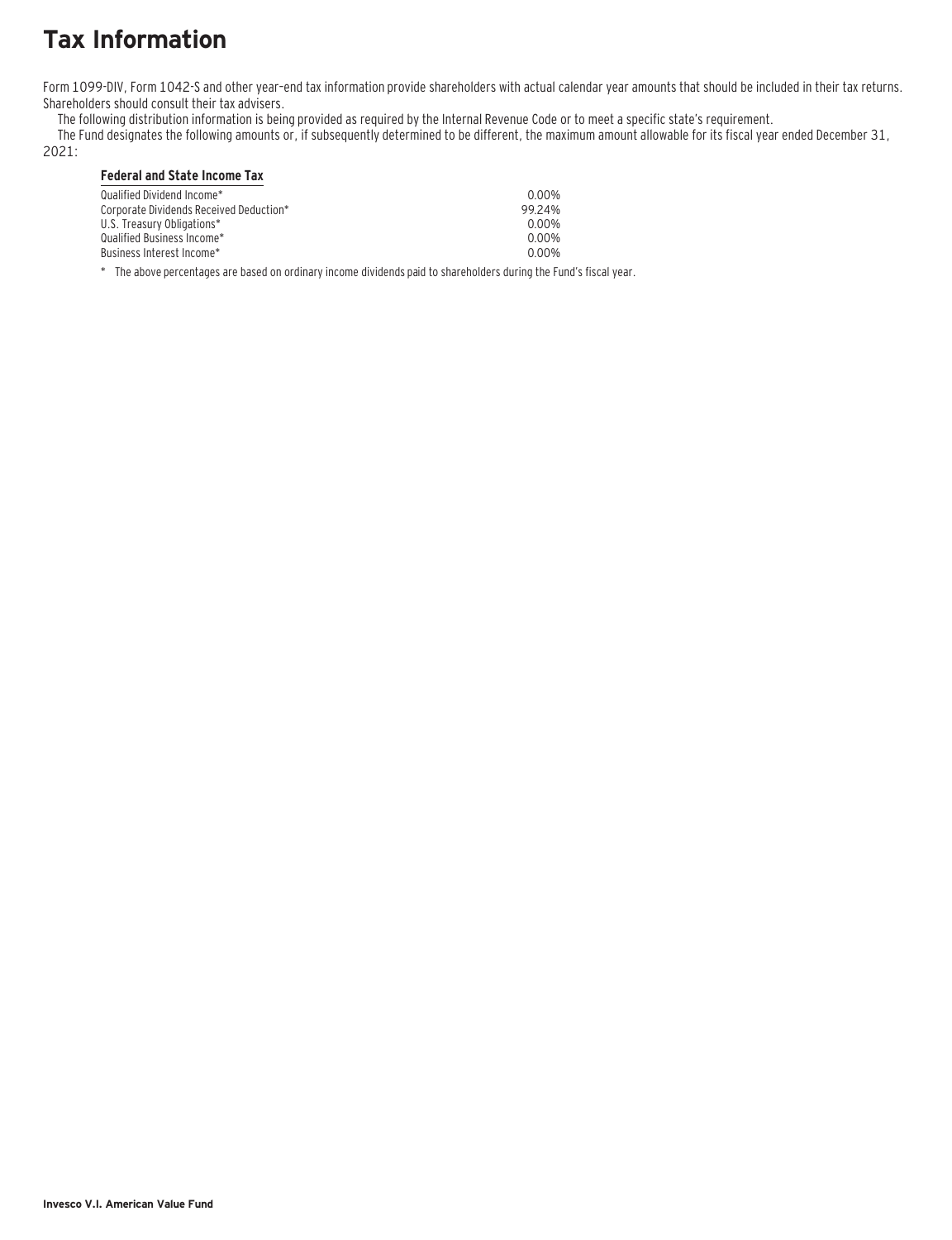# Tax Information

Form 1099-DIV, Form 1042-S and other year-end tax information provide shareholders with actual calendar year amounts that should be included in their tax returns. Shareholders should consult their tax advisers.

The following distribution information is being provided as required by the Internal Revenue Code or to meet a specific state's requirement.

The Fund designates the following amounts or, if subsequently determined to be different, the maximum amount allowable for its fiscal year ended December 31, 2021:

| **Federal and State Income Tax** | |
| --- | --- |
| Qualified Dividend Income* | 0.00% |
| Corporate Dividends Received Deduction* | 99.24% |
| U.S. Treasury Obligations* | 0.00% |
| Qualified Business Income* | 0.00% |
| Business Interest Income* | 0.00% |

\* The above percentages are based on ordinary income dividends paid to shareholders during the Fund's fiscal year.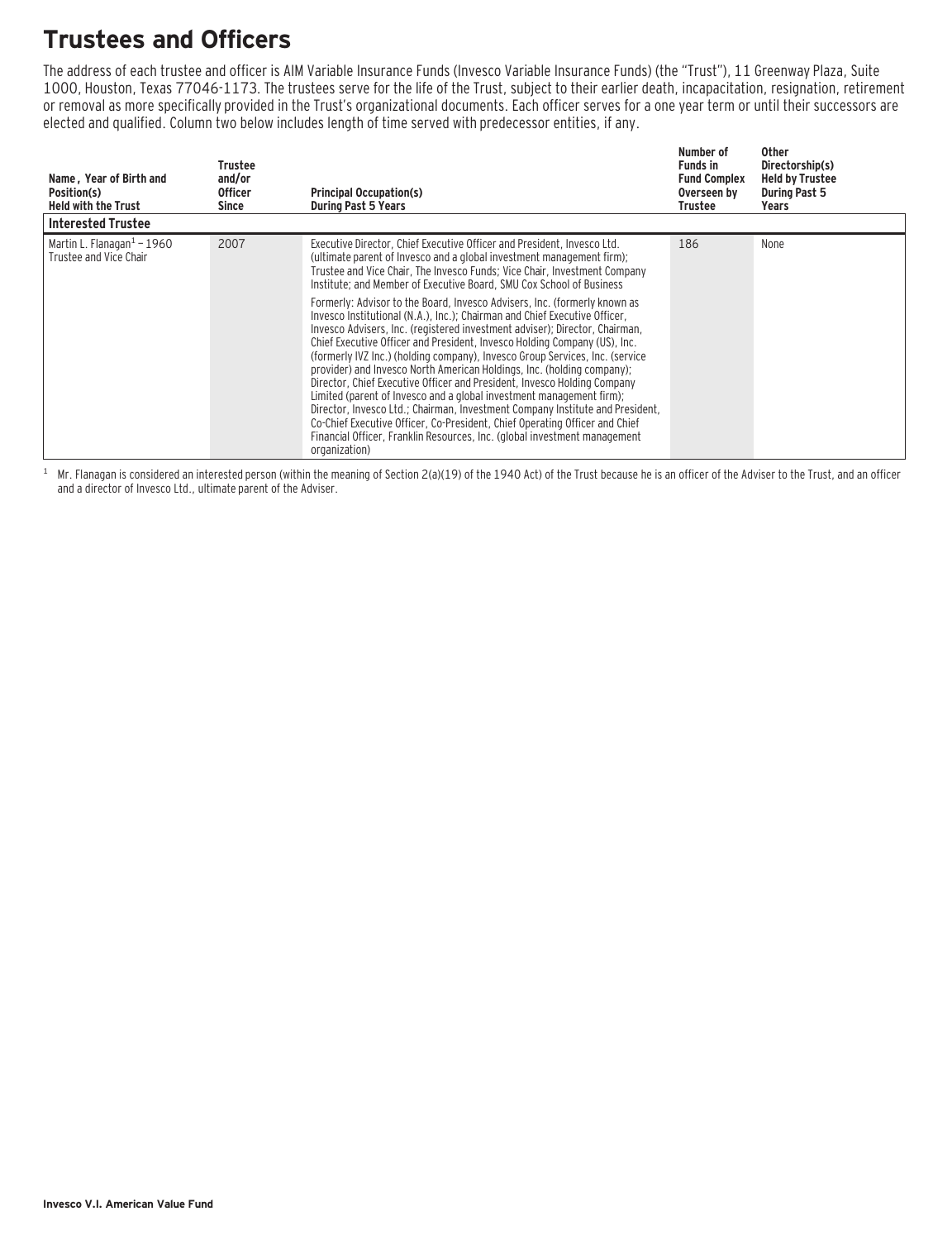# Trustees and Officers

The address of each trustee and officer is AIM Variable Insurance Funds (Invesco Variable Insurance Funds) (the "Trust"), 11 Greenway Plaza, Suite 1000, Houston, Texas 77046-1173. The trustees serve for the life of the Trust, subject to their earlier death, incapacitation, resignation, retirement or removal as more specifically provided in the Trust's organizational documents. Each officer serves for a one year term or until their successors are elected and qualified. Column two below includes length of time served with predecessor entities, if any.

| Name, Year of Birth and Position(s) Held with the Trust | Trustee and/or Officer Since | Principal Occupation(s) During Past 5 Years | Number of Funds in Fund Complex Overseen by Trustee | Other Directorship(s) Held by Trustee During Past 5 Years |
|---|---|---|---|---|
| **Interested Trustee** | | | | |
| Martin L. Flanagan[1] – 1960 Trustee and Vice Chair | 2007 | Executive Director, Chief Executive Officer and President, Invesco Ltd. (ultimate parent of Invesco and a global investment management firm); Trustee and Vice Chair, The Invesco Funds; Vice Chair, Investment Company Institute; and Member of Executive Board, SMU Cox School of Business<br><br>Formerly: Advisor to the Board, Invesco Advisers, Inc. (formerly known as Invesco Institutional (N.A.), Inc.); Chairman and Chief Executive Officer, Invesco Advisers, Inc. (registered investment adviser); Director, Chairman, Chief Executive Officer and President, Invesco Holding Company (US), Inc. (formerly IVZ Inc.) (holding company), Invesco Group Services, Inc. (service provider) and Invesco North American Holdings, Inc. (holding company); Director, Chief Executive Officer and President, Invesco Holding Company Limited (parent of Invesco and a global investment management firm); Director, Invesco Ltd.; Chairman, Investment Company Institute and President, Co-Chief Executive Officer, Co-President, Chief Operating Officer and Chief Financial Officer, Franklin Resources, Inc. (global investment management organization) | 186 | None |

[1] Mr. Flanagan is considered an interested person (within the meaning of Section 2(a)(19) of the 1940 Act) of the Trust because he is an officer of the Adviser to the Trust, and an officer and a director of Invesco Ltd., ultimate parent of the Adviser.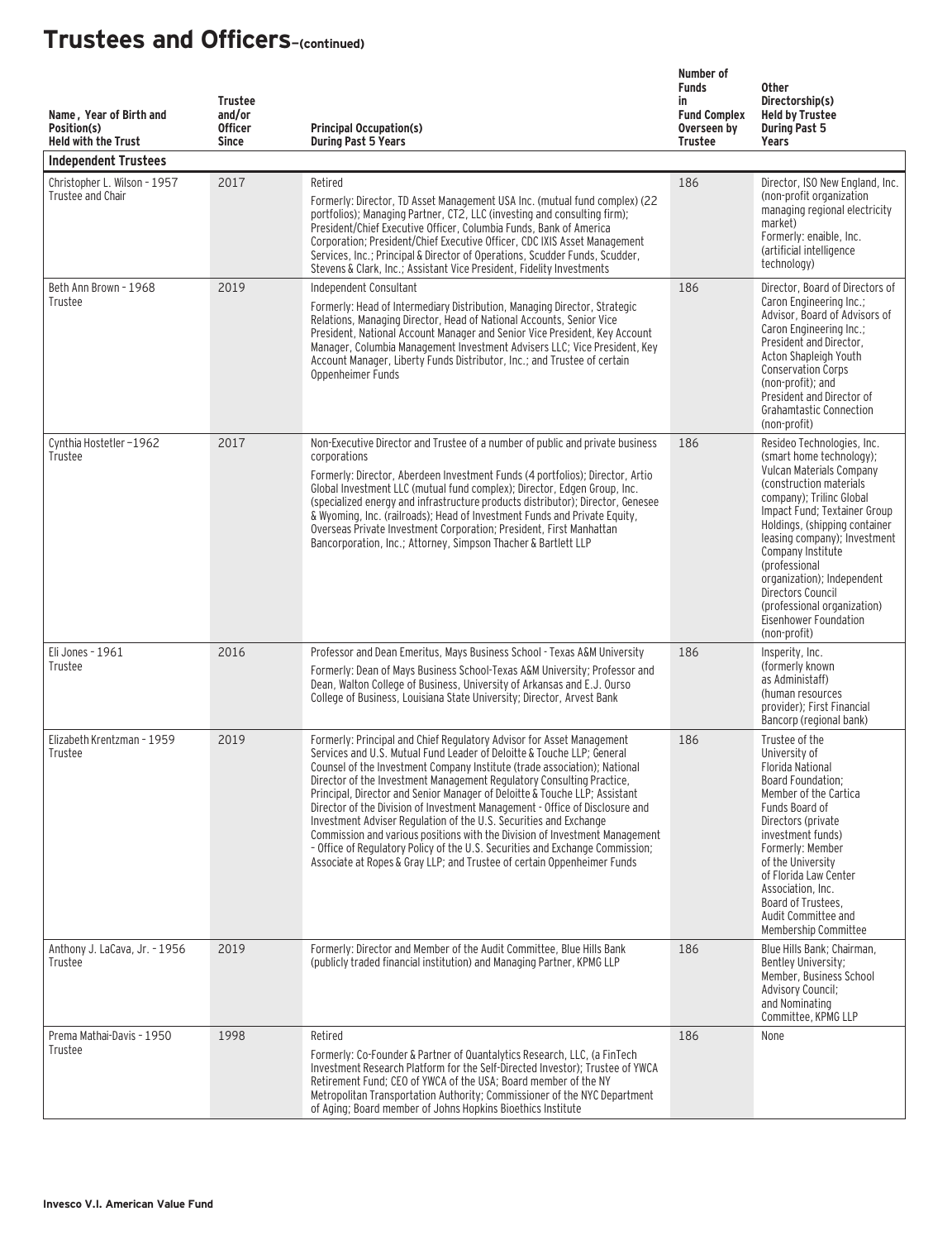# Trustees and Officers–(continued)

| Name, Year of Birth and Position(s) Held with the Trust | Trustee and/or Officer Since | Principal Occupation(s) During Past 5 Years | Number of Funds in Fund Complex Overseen by Trustee | Other Directorship(s) Held by Trustee During Past 5 Years |
|---|---|---|---|---|
| **Independent Trustees** | | | | |
| Christopher L. Wilson - 1957 Trustee and Chair | 2017 | Retired<br>Formerly: Director, TD Asset Management USA Inc. (mutual fund complex) (22 portfolios); Managing Partner, CT2, LLC (investing and consulting firm); President/Chief Executive Officer, Columbia Funds, Bank of America Corporation; President/Chief Executive Officer, CDC IXIS Asset Management Services, Inc.; Principal & Director of Operations, Scudder Funds, Scudder, Stevens & Clark, Inc.; Assistant Vice President, Fidelity Investments | 186 | Director, ISO New England, Inc. (non-profit organization managing regional electricity market)<br>Formerly: enaible, Inc. (artificial intelligence technology) |
| Beth Ann Brown - 1968 Trustee | 2019 | Independent Consultant<br>Formerly: Head of Intermediary Distribution, Managing Director, Strategic Relations, Managing Director, Head of National Accounts, Senior Vice President, National Account Manager and Senior Vice President, Key Account Manager, Columbia Management Investment Advisers LLC; Vice President, Key Account Manager, Liberty Funds Distributor, Inc.; and Trustee of certain Oppenheimer Funds | 186 | Director, Board of Directors of Caron Engineering Inc.; Advisor, Board of Advisors of Caron Engineering Inc.; President and Director, Acton Shapleigh Youth Conservation Corps (non-profit); and President and Director of Grahamtastic Connection (non-profit) |
| Cynthia Hostetler –1962 Trustee | 2017 | Non-Executive Director and Trustee of a number of public and private business corporations<br>Formerly: Director, Aberdeen Investment Funds (4 portfolios); Director, Artio Global Investment LLC (mutual fund complex); Director, Edgen Group, Inc. (specialized energy and infrastructure products distributor); Director, Genesee & Wyoming, Inc. (railroads); Head of Investment Funds and Private Equity, Overseas Private Investment Corporation; President, First Manhattan Bancorporation, Inc.; Attorney, Simpson Thacher & Bartlett LLP | 186 | Resideo Technologies, Inc. (smart home technology); Vulcan Materials Company (construction materials company); Trilinc Global Impact Fund; Textainer Group Holdings, (shipping container leasing company); Investment Company Institute (professional organization); Independent Directors Council (professional organization) Eisenhower Foundation (non-profit) |
| Eli Jones - 1961 Trustee | 2016 | Professor and Dean Emeritus, Mays Business School - Texas A&M University<br>Formerly: Dean of Mays Business School-Texas A&M University; Professor and Dean, Walton College of Business, University of Arkansas and E.J. Ourso College of Business, Louisiana State University; Director, Arvest Bank | 186 | Insperity, Inc. (formerly known as Administaff) (human resources provider); First Financial Bancorp (regional bank) |
| Elizabeth Krentzman - 1959 Trustee | 2019 | Formerly: Principal and Chief Regulatory Advisor for Asset Management Services and U.S. Mutual Fund Leader of Deloitte & Touche LLP; General Counsel of the Investment Company Institute (trade association); National Director of the Investment Management Regulatory Consulting Practice, Principal, Director and Senior Manager of Deloitte & Touche LLP; Assistant Director of the Division of Investment Management - Office of Disclosure and Investment Adviser Regulation of the U.S. Securities and Exchange Commission and various positions with the Division of Investment Management – Office of Regulatory Policy of the U.S. Securities and Exchange Commission; Associate at Ropes & Gray LLP; and Trustee of certain Oppenheimer Funds | 186 | Trustee of the University of Florida National Board Foundation; Member of the Cartica Funds Board of Directors (private investment funds)<br>Formerly: Member of the University of Florida Law Center Association, Inc. Board of Trustees, Audit Committee and Membership Committee |
| Anthony J. LaCava, Jr. - 1956 Trustee | 2019 | Formerly: Director and Member of the Audit Committee, Blue Hills Bank (publicly traded financial institution) and Managing Partner, KPMG LLP | 186 | Blue Hills Bank; Chairman, Bentley University; Member, Business School Advisory Council; and Nominating Committee, KPMG LLP |
| Prema Mathai-Davis - 1950 Trustee | 1998 | Retired<br>Formerly: Co-Founder & Partner of Quantalytics Research, LLC, (a FinTech Investment Research Platform for the Self-Directed Investor); Trustee of YWCA Retirement Fund; CEO of YWCA of the USA; Board member of the NY Metropolitan Transportation Authority; Commissioner of the NYC Department of Aging; Board member of Johns Hopkins Bioethics Institute | 186 | None |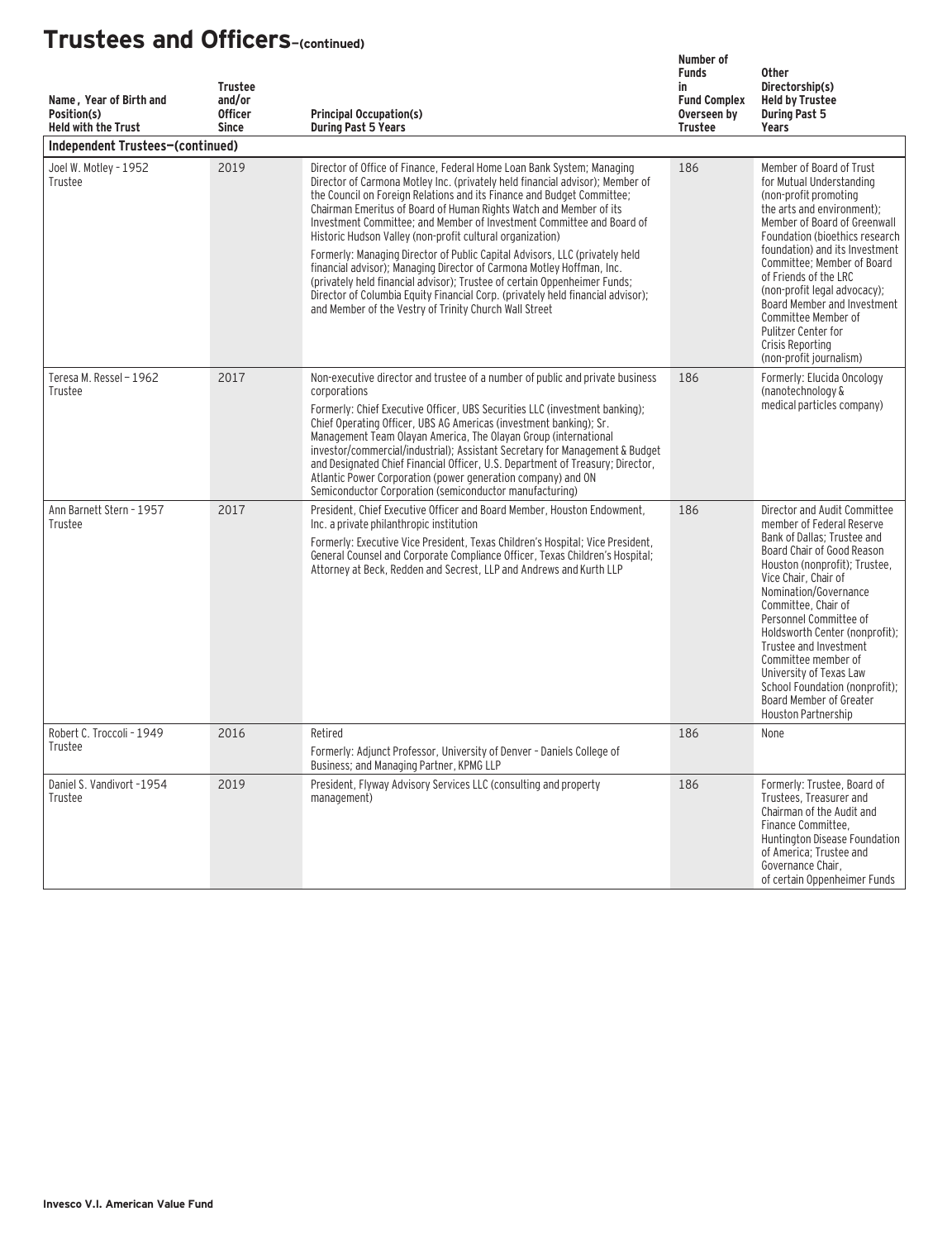# Trustees and Officers–(continued)

| Name, Year of Birth and Position(s) Held with the Trust | Trustee and/or Officer Since | Principal Occupation(s) During Past 5 Years | Number of Funds in Fund Complex Overseen by Trustee | Other Directorship(s) Held by Trustee During Past 5 Years |
|---|---|---|---|---|
| **Independent Trustees–(continued)** | | | | |
| Joel W. Motley - 1952 Trustee | 2019 | Director of Office of Finance, Federal Home Loan Bank System; Managing Director of Carmona Motley Inc. (privately held financial advisor); Member of the Council on Foreign Relations and its Finance and Budget Committee; Chairman Emeritus of Board of Human Rights Watch and Member of its Investment Committee; and Member of Investment Committee and Board of Historic Hudson Valley (non-profit cultural organization) Formerly: Managing Director of Public Capital Advisors, LLC (privately held financial advisor); Managing Director of Carmona Motley Hoffman, Inc. (privately held financial advisor); Trustee of certain Oppenheimer Funds; Director of Columbia Equity Financial Corp. (privately held financial advisor); and Member of the Vestry of Trinity Church Wall Street | 186 | Member of Board of Trust for Mutual Understanding (non-profit promoting the arts and environment); Member of Board of Greenwall Foundation (bioethics research foundation) and its Investment Committee; Member of Board of Friends of the LRC (non-profit legal advocacy); Board Member and Investment Committee Member of Pulitzer Center for Crisis Reporting (non-profit journalism) |
| Teresa M. Ressel – 1962 Trustee | 2017 | Non-executive director and trustee of a number of public and private business corporations Formerly: Chief Executive Officer, UBS Securities LLC (investment banking); Chief Operating Officer, UBS AG Americas (investment banking); Sr. Management Team Olayan America, The Olayan Group (international investor/commercial/industrial); Assistant Secretary for Management & Budget and Designated Chief Financial Officer, U.S. Department of Treasury; Director, Atlantic Power Corporation (power generation company) and ON Semiconductor Corporation (semiconductor manufacturing) | 186 | Formerly: Elucida Oncology (nanotechnology & medical particles company) |
| Ann Barnett Stern - 1957 Trustee | 2017 | President, Chief Executive Officer and Board Member, Houston Endowment, Inc. a private philanthropic institution Formerly: Executive Vice President, Texas Children's Hospital; Vice President, General Counsel and Corporate Compliance Officer, Texas Children's Hospital; Attorney at Beck, Redden and Secrest, LLP and Andrews and Kurth LLP | 186 | Director and Audit Committee member of Federal Reserve Bank of Dallas; Trustee and Board Chair of Good Reason Houston (nonprofit); Trustee, Vice Chair, Chair of Nomination/Governance Committee, Chair of Personnel Committee of Holdsworth Center (nonprofit); Trustee and Investment Committee member of University of Texas Law School Foundation (nonprofit); Board Member of Greater Houston Partnership |
| Robert C. Troccoli - 1949 Trustee | 2016 | Retired Formerly: Adjunct Professor, University of Denver – Daniels College of Business; and Managing Partner, KPMG LLP | 186 | None |
| Daniel S. Vandivort -1954 Trustee | 2019 | President, Flyway Advisory Services LLC (consulting and property management) | 186 | Formerly: Trustee, Board of Trustees, Treasurer and Chairman of the Audit and Finance Committee, Huntington Disease Foundation of America; Trustee and Governance Chair, of certain Oppenheimer Funds |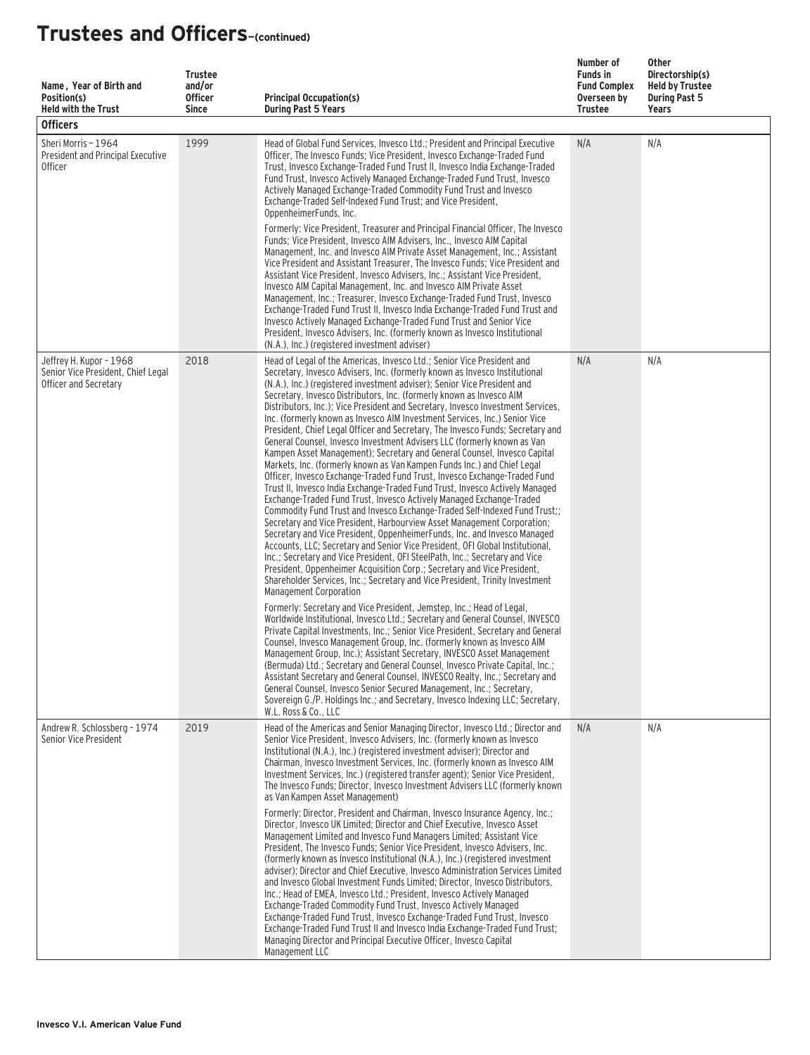# Trustees and Officers–(continued)

| Name, Year of Birth and Position(s) Held with the Trust | Trustee and/or Officer Since | Principal Occupation(s) During Past 5 Years | Number of Funds in Fund Complex Overseen by Trustee | Other Directorship(s) Held by Trustee During Past 5 Years |
|---|---|---|---|---|
| **Officers** | | | | |
| Sheri Morris – 1964 President and Principal Executive Officer | 1999 | Head of Global Fund Services, Invesco Ltd.; President and Principal Executive Officer, The Invesco Funds; Vice President, Invesco Exchange-Traded Fund Trust, Invesco Exchange-Traded Fund Trust II, Invesco India Exchange-Traded Fund Trust, Invesco Actively Managed Exchange-Traded Fund Trust, Invesco Actively Managed Exchange-Traded Commodity Fund Trust and Invesco Exchange-Traded Self-Indexed Fund Trust; and Vice President, OppenheimerFunds, Inc.<br><br>Formerly: Vice President, Treasurer and Principal Financial Officer, The Invesco Funds; Vice President, Invesco AIM Advisers, Inc., Invesco AIM Capital Management, Inc. and Invesco AIM Private Asset Management, Inc.; Assistant Vice President and Assistant Treasurer, The Invesco Funds; Vice President and Assistant Vice President, Invesco Advisers, Inc.; Assistant Vice President, Invesco AIM Capital Management, Inc. and Invesco AIM Private Asset Management, Inc.; Treasurer, Invesco Exchange-Traded Fund Trust, Invesco Exchange-Traded Fund Trust II, Invesco India Exchange-Traded Fund Trust and Invesco Actively Managed Exchange-Traded Fund Trust and Senior Vice President, Invesco Advisers, Inc. (formerly known as Invesco Institutional (N.A.), Inc.) (registered investment adviser) | N/A | N/A |
| Jeffrey H. Kupor – 1968 Senior Vice President, Chief Legal Officer and Secretary | 2018 | Head of Legal of the Americas, Invesco Ltd.; Senior Vice President and Secretary, Invesco Advisers, Inc. (formerly known as Invesco Institutional (N.A.), Inc.) (registered investment adviser); Senior Vice President and Secretary, Invesco Distributors, Inc. (formerly known as Invesco AIM Distributors, Inc.); Vice President and Secretary, Invesco Investment Services, Inc. (formerly known as Invesco AIM Investment Services, Inc.) Senior Vice President, Chief Legal Officer and Secretary, The Invesco Funds; Secretary and General Counsel, Invesco Investment Advisers LLC (formerly known as Van Kampen Asset Management); Secretary and General Counsel, Invesco Capital Markets, Inc. (formerly known as Van Kampen Funds Inc.) and Chief Legal Officer, Invesco Exchange-Traded Fund Trust, Invesco Exchange-Traded Fund Trust II, Invesco India Exchange-Traded Fund Trust, Invesco Actively Managed Exchange-Traded Fund Trust, Invesco Actively Managed Exchange-Traded Commodity Fund Trust and Invesco Exchange-Traded Self-Indexed Fund Trust;; Secretary and Vice President, Harbourview Asset Management Corporation; Secretary and Vice President, OppenheimerFunds, Inc. and Invesco Managed Accounts, LLC; Secretary and Senior Vice President, OFI Global Institutional, Inc.; Secretary and Vice President, OFI SteelPath, Inc.; Secretary and Vice President, Oppenheimer Acquisition Corp.; Secretary and Vice President, Shareholder Services, Inc.; Secretary and Vice President, Trinity Investment Management Corporation<br><br>Formerly: Secretary and Vice President, Jemstep, Inc.; Head of Legal, Worldwide Institutional, Invesco Ltd.; Secretary and General Counsel, INVESCO Private Capital Investments, Inc.; Senior Vice President, Secretary and General Counsel, Invesco Management Group, Inc. (formerly known as Invesco AIM Management Group, Inc.); Assistant Secretary, INVESCO Asset Management (Bermuda) Ltd.; Secretary and General Counsel, Invesco Private Capital, Inc.; Assistant Secretary and General Counsel, INVESCO Realty, Inc.; Secretary and General Counsel, Invesco Senior Secured Management, Inc.; Secretary, Sovereign G./P. Holdings Inc.; and Secretary, Invesco Indexing LLC; Secretary, W.L. Ross & Co., LLC | N/A | N/A |
| Andrew R. Schlossberg - 1974 Senior Vice President | 2019 | Head of the Americas and Senior Managing Director, Invesco Ltd.; Director and Senior Vice President, Invesco Advisers, Inc. (formerly known as Invesco Institutional (N.A.), Inc.) (registered investment adviser); Director and Chairman, Invesco Investment Services, Inc. (formerly known as Invesco AIM Investment Services, Inc.) (registered transfer agent); Senior Vice President, The Invesco Funds; Director, Invesco Investment Advisers LLC (formerly known as Van Kampen Asset Management)<br><br>Formerly: Director, President and Chairman, Invesco Insurance Agency, Inc.; Director, Invesco UK Limited; Director and Chief Executive, Invesco Asset Management Limited and Invesco Fund Managers Limited; Assistant Vice President, The Invesco Funds; Senior Vice President, Invesco Advisers, Inc. (formerly known as Invesco Institutional (N.A.), Inc.) (registered investment adviser); Director and Chief Executive, Invesco Administration Services Limited and Invesco Global Investment Funds Limited; Director, Invesco Distributors, Inc.; Head of EMEA, Invesco Ltd.; President, Invesco Actively Managed Exchange-Traded Commodity Fund Trust, Invesco Actively Managed Exchange-Traded Fund Trust, Invesco Exchange-Traded Fund Trust, Invesco Exchange-Traded Fund Trust II and Invesco India Exchange-Traded Fund Trust; Managing Director and Principal Executive Officer, Invesco Capital Management LLC | N/A | N/A |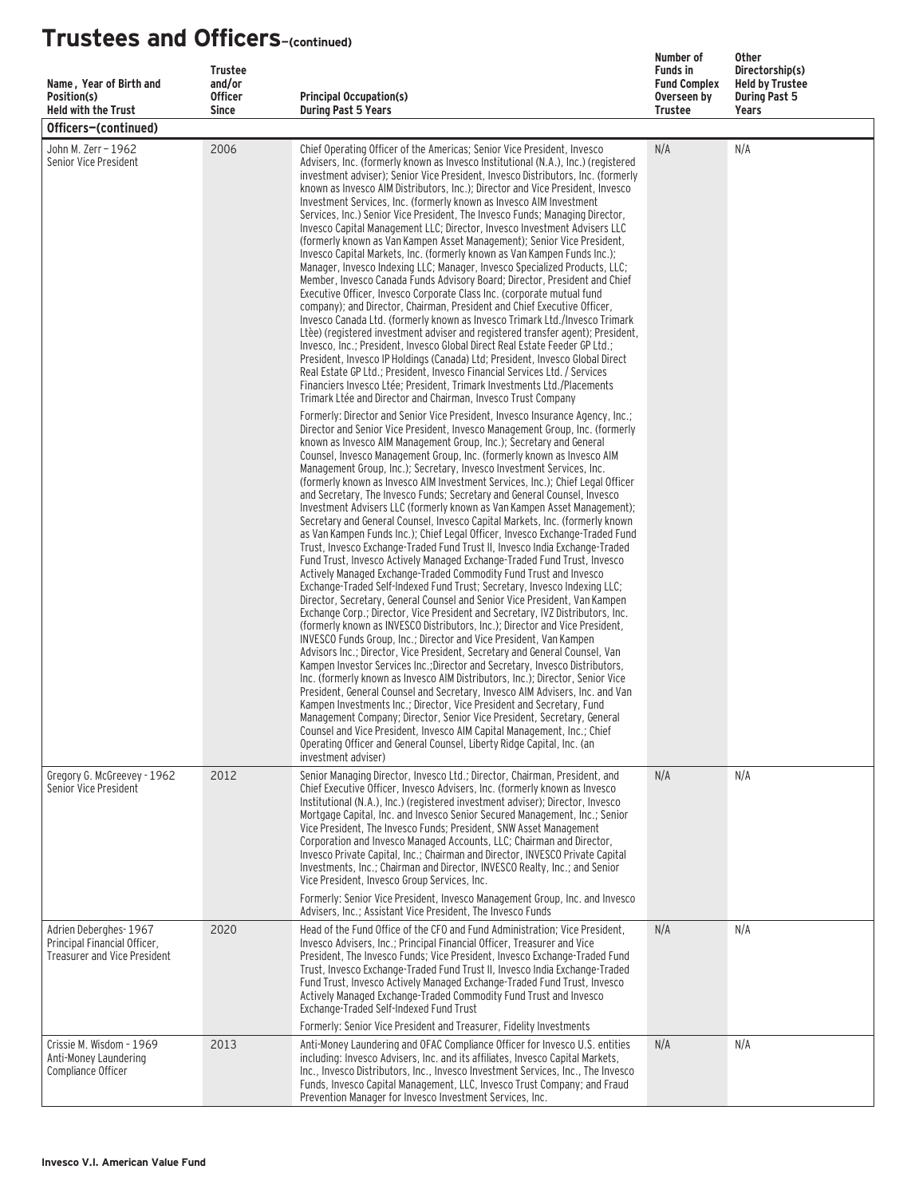# Trustees and Officers–(continued)

| Name, Year of Birth and Position(s) Held with the Trust | Trustee and/or Officer Since | Principal Occupation(s) During Past 5 Years | Number of Funds in Fund Complex Overseen by Trustee | Other Directorship(s) Held by Trustee During Past 5 Years |
|---|---|---|---|---|
| **Officers–(continued)** | | | | |
| John M. Zerr – 1962 Senior Vice President | 2006 | Chief Operating Officer of the Americas; Senior Vice President, Invesco Advisers, Inc. (formerly known as Invesco Institutional (N.A.), Inc.) (registered investment adviser); Senior Vice President, Invesco Distributors, Inc. (formerly known as Invesco AIM Distributors, Inc.); Director and Vice President, Invesco Investment Services, Inc. (formerly known as Invesco AIM Investment Services, Inc.) Senior Vice President, The Invesco Funds; Managing Director, Invesco Capital Management LLC; Director, Invesco Investment Advisers LLC (formerly known as Van Kampen Asset Management); Senior Vice President, Invesco Capital Markets, Inc. (formerly known as Van Kampen Funds Inc.); Manager, Invesco Indexing LLC; Manager, Invesco Specialized Products, LLC; Member, Invesco Canada Funds Advisory Board; Director, President and Chief Executive Officer, Invesco Corporate Class Inc. (corporate mutual fund company); and Director, Chairman, President and Chief Executive Officer, Invesco Canada Ltd. (formerly known as Invesco Trimark Ltd./Invesco Trimark Ltèe) (registered investment adviser and registered transfer agent); President, Invesco, Inc.; President, Invesco Global Direct Real Estate Feeder GP Ltd.; President, Invesco IP Holdings (Canada) Ltd; President, Invesco Global Direct Real Estate GP Ltd.; President, Invesco Financial Services Ltd. / Services Financiers Invesco Ltée; President, Trimark Investments Ltd./Placements Trimark Ltée and Director and Chairman, Invesco Trust Company<br><br>Formerly: Director and Senior Vice President, Invesco Insurance Agency, Inc.; Director and Senior Vice President, Invesco Management Group, Inc. (formerly known as Invesco AIM Management Group, Inc.); Secretary and General Counsel, Invesco Management Group, Inc. (formerly known as Invesco AIM Management Group, Inc.); Secretary, Invesco Investment Services, Inc. (formerly known as Invesco AIM Investment Services, Inc.); Chief Legal Officer and Secretary, The Invesco Funds; Secretary and General Counsel, Invesco Investment Advisers LLC (formerly known as Van Kampen Asset Management); Secretary and General Counsel, Invesco Capital Markets, Inc. (formerly known as Van Kampen Funds Inc.); Chief Legal Officer, Invesco Exchange-Traded Fund Trust, Invesco Exchange-Traded Fund Trust II, Invesco India Exchange-Traded Fund Trust, Invesco Actively Managed Exchange-Traded Fund Trust, Invesco Actively Managed Exchange-Traded Commodity Fund Trust and Invesco Exchange-Traded Self-Indexed Fund Trust; Secretary, Invesco Indexing LLC; Director, Secretary, General Counsel and Senior Vice President, Van Kampen Exchange Corp.; Director, Vice President and Secretary, IVZ Distributors, Inc. (formerly known as INVESCO Distributors, Inc.); Director and Vice President, INVESCO Funds Group, Inc.; Director and Vice President, Van Kampen Advisors Inc.; Director, Vice President, Secretary and General Counsel, Van Kampen Investor Services Inc.;Director and Secretary, Invesco Distributors, Inc. (formerly known as Invesco AIM Distributors, Inc.); Director, Senior Vice President, General Counsel and Secretary, Invesco AIM Advisers, Inc. and Van Kampen Investments Inc.; Director, Vice President and Secretary, Fund Management Company; Director, Senior Vice President, Secretary, General Counsel and Vice President, Invesco AIM Capital Management, Inc.; Chief Operating Officer and General Counsel, Liberty Ridge Capital, Inc. (an investment adviser) | N/A | N/A |
| Gregory G. McGreevey - 1962 Senior Vice President | 2012 | Senior Managing Director, Invesco Ltd.; Director, Chairman, President, and Chief Executive Officer, Invesco Advisers, Inc. (formerly known as Invesco Institutional (N.A.), Inc.) (registered investment adviser); Director, Invesco Mortgage Capital, Inc. and Invesco Senior Secured Management, Inc.; Senior Vice President, The Invesco Funds; President, SNW Asset Management Corporation and Invesco Managed Accounts, LLC; Chairman and Director, Invesco Private Capital, Inc.; Chairman and Director, INVESCO Private Capital Investments, Inc.; Chairman and Director, INVESCO Realty, Inc.; and Senior Vice President, Invesco Group Services, Inc.<br><br>Formerly: Senior Vice President, Invesco Management Group, Inc. and Invesco Advisers, Inc.; Assistant Vice President, The Invesco Funds | N/A | N/A |
| Adrien Deberghes- 1967 Principal Financial Officer, Treasurer and Vice President | 2020 | Head of the Fund Office of the CFO and Fund Administration; Vice President, Invesco Advisers, Inc.; Principal Financial Officer, Treasurer and Vice President, The Invesco Funds; Vice President, Invesco Exchange-Traded Fund Trust, Invesco Exchange-Traded Fund Trust II, Invesco India Exchange-Traded Fund Trust, Invesco Actively Managed Exchange-Traded Fund Trust, Invesco Actively Managed Exchange-Traded Commodity Fund Trust and Invesco Exchange-Traded Self-Indexed Fund Trust<br><br>Formerly: Senior Vice President and Treasurer, Fidelity Investments | N/A | N/A |
| Crissie M. Wisdom - 1969 Anti-Money Laundering Compliance Officer | 2013 | Anti-Money Laundering and OFAC Compliance Officer for Invesco U.S. entities including: Invesco Advisers, Inc. and its affiliates, Invesco Capital Markets, Inc., Invesco Distributors, Inc., Invesco Investment Services, Inc., The Invesco Funds, Invesco Capital Management, LLC, Invesco Trust Company; and Fraud Prevention Manager for Invesco Investment Services, Inc. | N/A | N/A |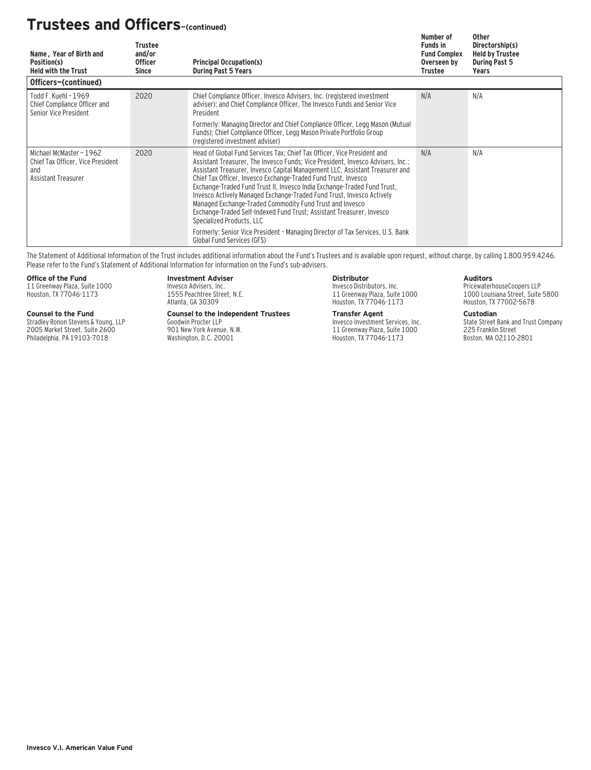# Trustees and Officers—(continued)

| Name, Year of Birth and Position(s) Held with the Trust | Trustee and/or Officer Since | Principal Occupation(s) During Past 5 Years | Number of Funds in Fund Complex Overseen by Trustee | Other Directorship(s) Held by Trustee During Past 5 Years |
|---|---|---|---|---|
| **Officers—(continued)** | | | | |
| Todd F. Kuehl - 1969 Chief Compliance Officer and Senior Vice President | 2020 | Chief Compliance Officer, Invesco Advisers, Inc. (registered investment adviser); and Chief Compliance Officer, The Invesco Funds and Senior Vice President<br><br>Formerly: Managing Director and Chief Compliance Officer, Legg Mason (Mutual Funds); Chief Compliance Officer, Legg Mason Private Portfolio Group (registered investment adviser) | N/A | N/A |
| Michael McMaster – 1962 Chief Tax Officer, Vice President and Assistant Treasurer | 2020 | Head of Global Fund Services Tax; Chief Tax Officer, Vice President and Assistant Treasurer, The Invesco Funds; Vice President, Invesco Advisers, Inc.; Assistant Treasurer, Invesco Capital Management LLC, Assistant Treasurer and Chief Tax Officer, Invesco Exchange-Traded Fund Trust, Invesco Exchange-Traded Fund Trust II, Invesco India Exchange-Traded Fund Trust, Invesco Actively Managed Exchange-Traded Fund Trust, Invesco Actively Managed Exchange-Traded Commodity Fund Trust and Invesco Exchange-Traded Self-Indexed Fund Trust; Assistant Treasurer, Invesco Specialized Products, LLC<br><br>Formerly: Senior Vice President - Managing Director of Tax Services, U.S. Bank Global Fund Services (GFS) | N/A | N/A |

The Statement of Additional Information of the Trust includes additional information about the Fund's Trustees and is available upon request, without charge, by calling 1.800.959.4246. Please refer to the Fund's Statement of Additional Information for information on the Fund's sub-advisers.

**Office of the Fund**
11 Greenway Plaza, Suite 1000
Houston, TX 77046-1173

**Counsel to the Fund**
Stradley Ronon Stevens & Young, LLP
2005 Market Street, Suite 2600
Philadelphia, PA 19103-7018

**Investment Adviser**
Invesco Advisers, Inc.
1555 Peachtree Street, N.E.
Atlanta, GA 30309

**Counsel to the Independent Trustees**
Goodwin Procter LLP
901 New York Avenue, N.W.
Washington, D.C. 20001

**Distributor**
Invesco Distributors, Inc.
11 Greenway Plaza, Suite 1000
Houston, TX 77046-1173

**Transfer Agent**
Invesco Investment Services, Inc.
11 Greenway Plaza, Suite 1000
Houston, TX 77046-1173

**Auditors**
PricewaterhouseCoopers LLP
1000 Louisiana Street, Suite 5800
Houston, TX 77002-5678

**Custodian**
State Street Bank and Trust Company
225 Franklin Street
Boston, MA 02110-2801